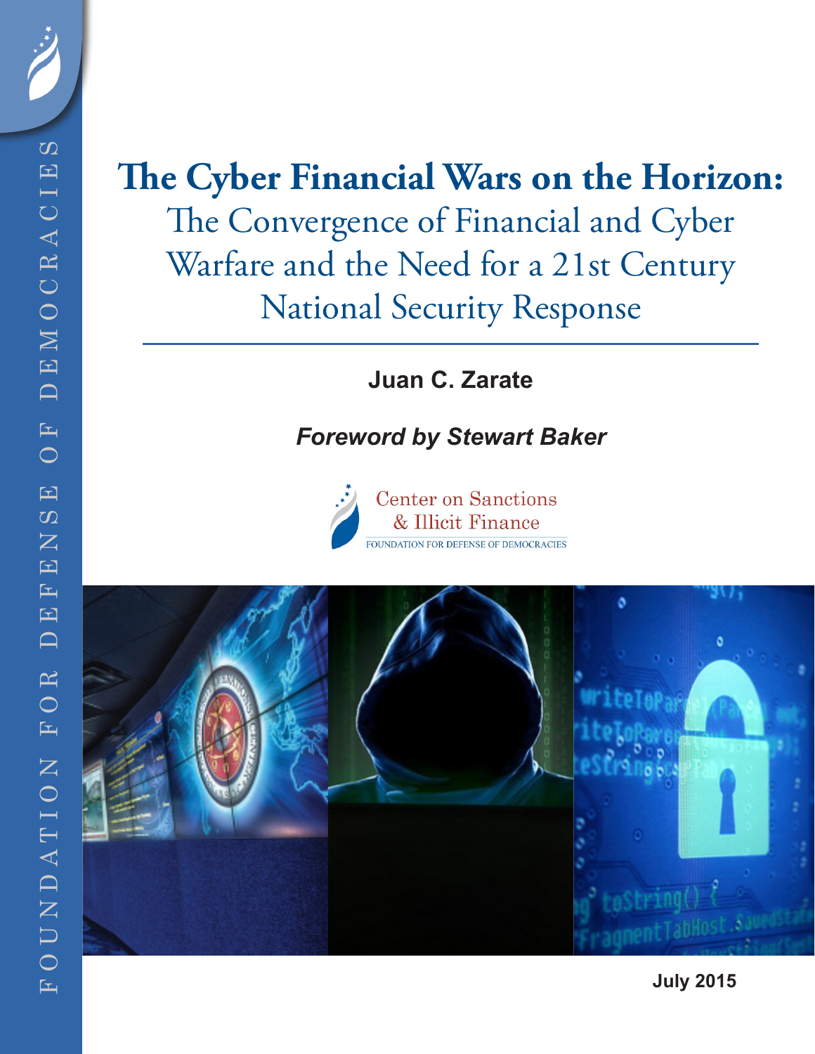# The Cyber Financial Wars on the Horizon:

## The Convergence of Financial and Cyber Warfare and the Need for a 21st Century National Security Response

**Juan C. Zarate**

***Foreword by Stewart Baker***

Center on Sanctions & Illicit Finance

FOUNDATION FOR DEFENSE OF DEMOCRACIES

**July 2015**

FOUNDATION FOR DEFENSE OF DEMOCRACIES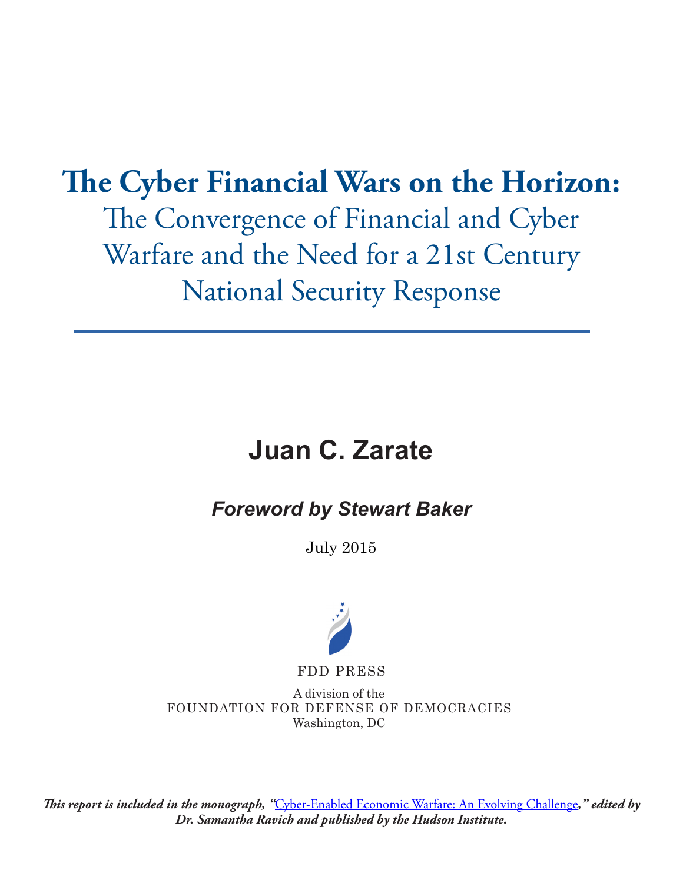# The Cyber Financial Wars on the Horizon:

## The Convergence of Financial and Cyber Warfare and the Need for a 21st Century National Security Response

---

**Juan C. Zarate**

***Foreword by Stewart Baker***

July 2015

FDD PRESS

A division of the
FOUNDATION FOR DEFENSE OF DEMOCRACIES
Washington, DC

***This report is included in the monograph, "Cyber-Enabled Economic Warfare: An Evolving Challenge," edited by Dr. Samantha Ravich and published by the Hudson Institute.***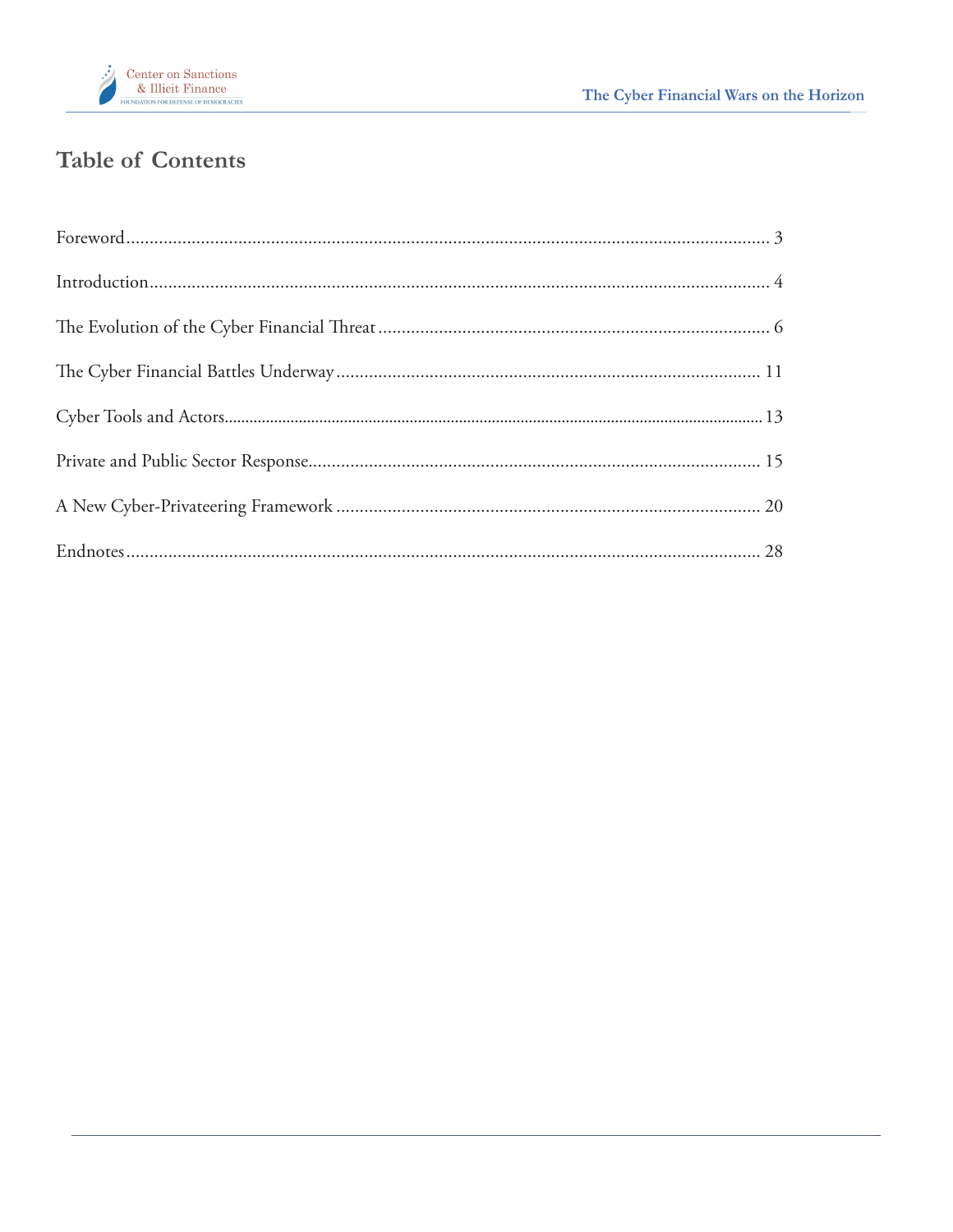## Table of Contents

Foreword........................................................................................................................................ 3

Introduction.................................................................................................................................... 4

The Evolution of the Cyber Financial Threat.................................................................................... 6

The Cyber Financial Battles Underway.......................................................................................... 11

Cyber Tools and Actors.................................................................................................................. 13

Private and Public Sector Response................................................................................................ 15

A New Cyber-Privateering Framework.......................................................................................... 20

Endnotes....................................................................................................................................... 28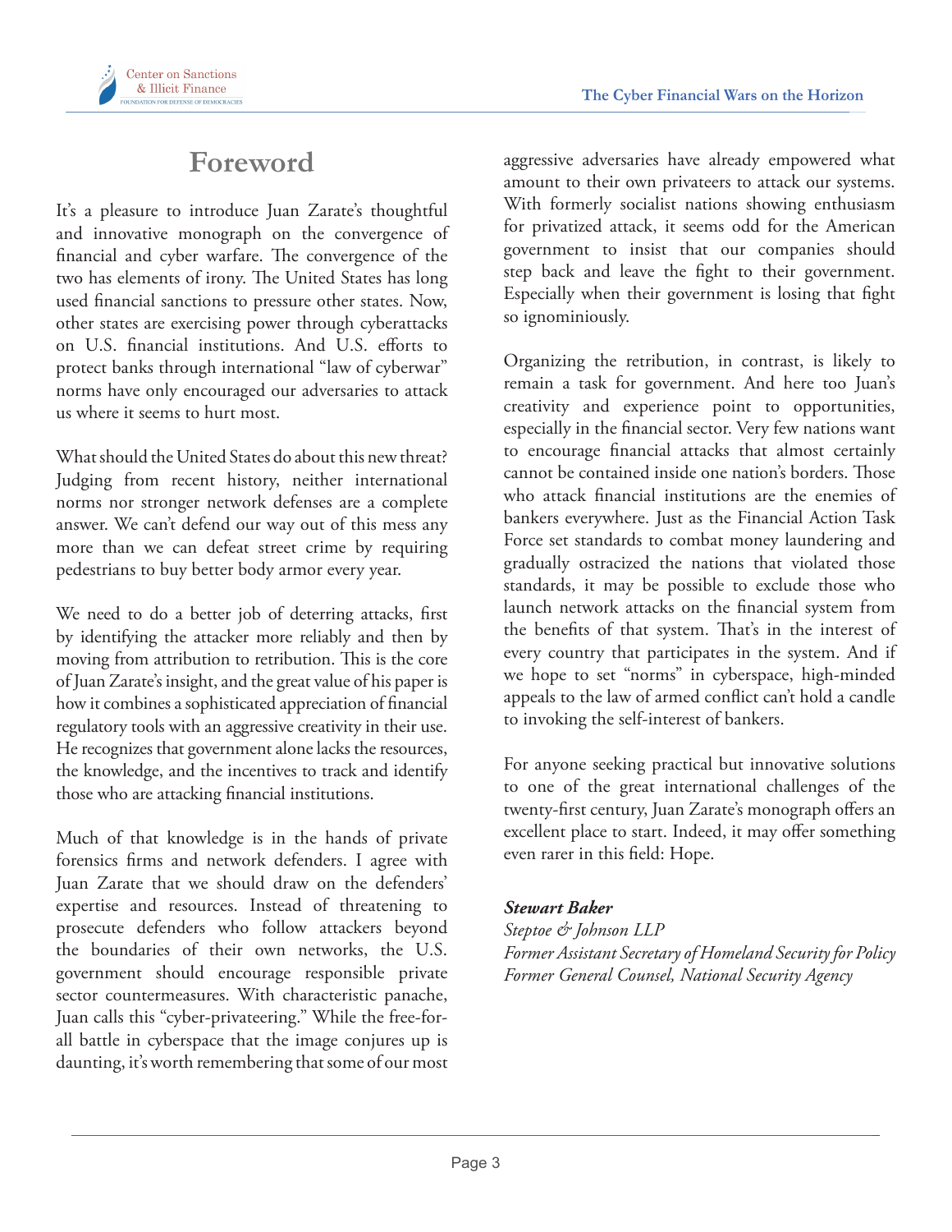# Foreword

It's a pleasure to introduce Juan Zarate's thoughtful and innovative monograph on the convergence of financial and cyber warfare. The convergence of the two has elements of irony. The United States has long used financial sanctions to pressure other states. Now, other states are exercising power through cyberattacks on U.S. financial institutions. And U.S. efforts to protect banks through international "law of cyberwar" norms have only encouraged our adversaries to attack us where it seems to hurt most.

What should the United States do about this new threat? Judging from recent history, neither international norms nor stronger network defenses are a complete answer. We can't defend our way out of this mess any more than we can defeat street crime by requiring pedestrians to buy better body armor every year.

We need to do a better job of deterring attacks, first by identifying the attacker more reliably and then by moving from attribution to retribution. This is the core of Juan Zarate's insight, and the great value of his paper is how it combines a sophisticated appreciation of financial regulatory tools with an aggressive creativity in their use. He recognizes that government alone lacks the resources, the knowledge, and the incentives to track and identify those who are attacking financial institutions.

Much of that knowledge is in the hands of private forensics firms and network defenders. I agree with Juan Zarate that we should draw on the defenders' expertise and resources. Instead of threatening to prosecute defenders who follow attackers beyond the boundaries of their own networks, the U.S. government should encourage responsible private sector countermeasures. With characteristic panache, Juan calls this "cyber-privateering." While the free-for-all battle in cyberspace that the image conjures up is daunting, it's worth remembering that some of our most aggressive adversaries have already empowered what amount to their own privateers to attack our systems. With formerly socialist nations showing enthusiasm for privatized attack, it seems odd for the American government to insist that our companies should step back and leave the fight to their government. Especially when their government is losing that fight so ignominiously.

Organizing the retribution, in contrast, is likely to remain a task for government. And here too Juan's creativity and experience point to opportunities, especially in the financial sector. Very few nations want to encourage financial attacks that almost certainly cannot be contained inside one nation's borders. Those who attack financial institutions are the enemies of bankers everywhere. Just as the Financial Action Task Force set standards to combat money laundering and gradually ostracized the nations that violated those standards, it may be possible to exclude those who launch network attacks on the financial system from the benefits of that system. That's in the interest of every country that participates in the system. And if we hope to set "norms" in cyberspace, high-minded appeals to the law of armed conflict can't hold a candle to invoking the self-interest of bankers.

For anyone seeking practical but innovative solutions to one of the great international challenges of the twenty-first century, Juan Zarate's monograph offers an excellent place to start. Indeed, it may offer something even rarer in this field: Hope.

***Stewart Baker***
*Steptoe & Johnson LLP*
*Former Assistant Secretary of Homeland Security for Policy*
*Former General Counsel, National Security Agency*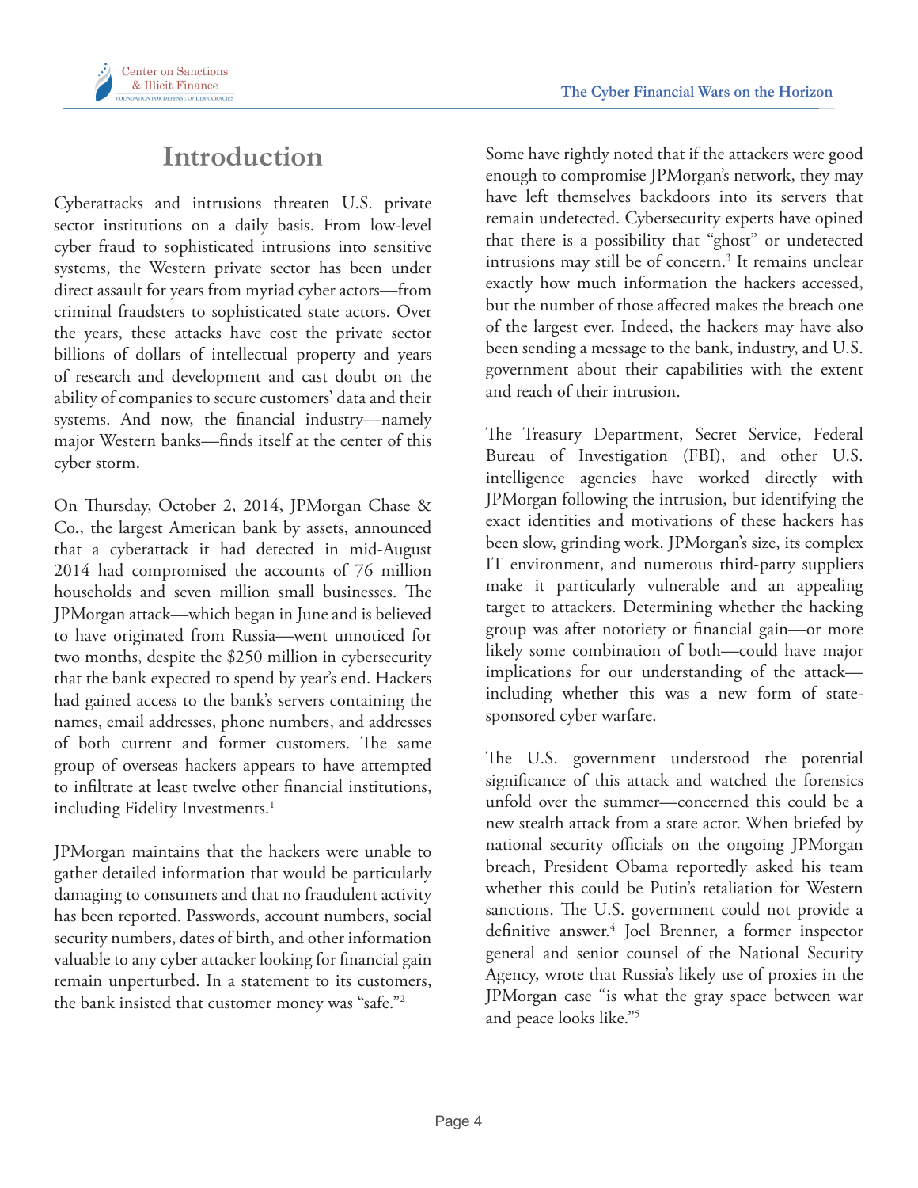# Introduction

Cyberattacks and intrusions threaten U.S. private sector institutions on a daily basis. From low-level cyber fraud to sophisticated intrusions into sensitive systems, the Western private sector has been under direct assault for years from myriad cyber actors—from criminal fraudsters to sophisticated state actors. Over the years, these attacks have cost the private sector billions of dollars of intellectual property and years of research and development and cast doubt on the ability of companies to secure customers' data and their systems. And now, the financial industry—namely major Western banks—finds itself at the center of this cyber storm.

On Thursday, October 2, 2014, JPMorgan Chase & Co., the largest American bank by assets, announced that a cyberattack it had detected in mid-August 2014 had compromised the accounts of 76 million households and seven million small businesses. The JPMorgan attack—which began in June and is believed to have originated from Russia—went unnoticed for two months, despite the $250 million in cybersecurity that the bank expected to spend by year's end. Hackers had gained access to the bank's servers containing the names, email addresses, phone numbers, and addresses of both current and former customers. The same group of overseas hackers appears to have attempted to infiltrate at least twelve other financial institutions, including Fidelity Investments.[1]

JPMorgan maintains that the hackers were unable to gather detailed information that would be particularly damaging to consumers and that no fraudulent activity has been reported. Passwords, account numbers, social security numbers, dates of birth, and other information valuable to any cyber attacker looking for financial gain remain unperturbed. In a statement to its customers, the bank insisted that customer money was "safe."[2]

Some have rightly noted that if the attackers were good enough to compromise JPMorgan's network, they may have left themselves backdoors into its servers that remain undetected. Cybersecurity experts have opined that there is a possibility that "ghost" or undetected intrusions may still be of concern.[3] It remains unclear exactly how much information the hackers accessed, but the number of those affected makes the breach one of the largest ever. Indeed, the hackers may have also been sending a message to the bank, industry, and U.S. government about their capabilities with the extent and reach of their intrusion.

The Treasury Department, Secret Service, Federal Bureau of Investigation (FBI), and other U.S. intelligence agencies have worked directly with JPMorgan following the intrusion, but identifying the exact identities and motivations of these hackers has been slow, grinding work. JPMorgan's size, its complex IT environment, and numerous third-party suppliers make it particularly vulnerable and an appealing target to attackers. Determining whether the hacking group was after notoriety or financial gain—or more likely some combination of both—could have major implications for our understanding of the attack—including whether this was a new form of state-sponsored cyber warfare.

The U.S. government understood the potential significance of this attack and watched the forensics unfold over the summer—concerned this could be a new stealth attack from a state actor. When briefed by national security officials on the ongoing JPMorgan breach, President Obama reportedly asked his team whether this could be Putin's retaliation for Western sanctions. The U.S. government could not provide a definitive answer.[4] Joel Brenner, a former inspector general and senior counsel of the National Security Agency, wrote that Russia's likely use of proxies in the JPMorgan case "is what the gray space between war and peace looks like."[5]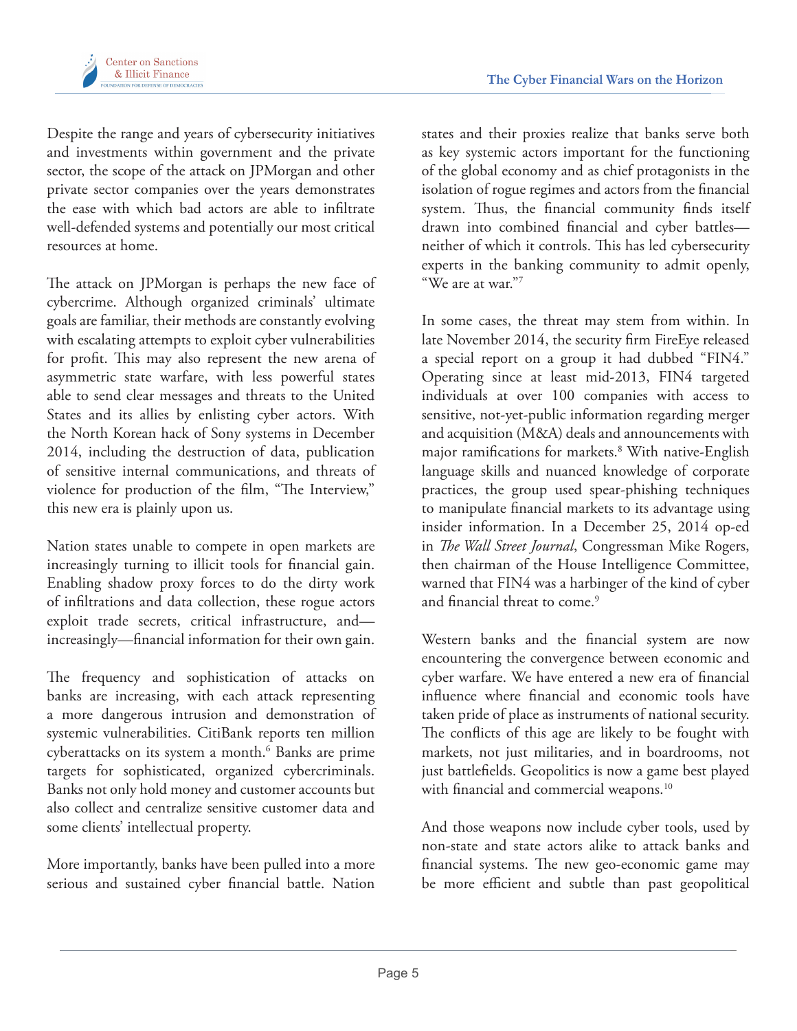Despite the range and years of cybersecurity initiatives and investments within government and the private sector, the scope of the attack on JPMorgan and other private sector companies over the years demonstrates the ease with which bad actors are able to infiltrate well-defended systems and potentially our most critical resources at home.

The attack on JPMorgan is perhaps the new face of cybercrime. Although organized criminals' ultimate goals are familiar, their methods are constantly evolving with escalating attempts to exploit cyber vulnerabilities for profit. This may also represent the new arena of asymmetric state warfare, with less powerful states able to send clear messages and threats to the United States and its allies by enlisting cyber actors. With the North Korean hack of Sony systems in December 2014, including the destruction of data, publication of sensitive internal communications, and threats of violence for production of the film, "The Interview," this new era is plainly upon us.

Nation states unable to compete in open markets are increasingly turning to illicit tools for financial gain. Enabling shadow proxy forces to do the dirty work of infiltrations and data collection, these rogue actors exploit trade secrets, critical infrastructure, and—increasingly—financial information for their own gain.

The frequency and sophistication of attacks on banks are increasing, with each attack representing a more dangerous intrusion and demonstration of systemic vulnerabilities. CitiBank reports ten million cyberattacks on its system a month.[6] Banks are prime targets for sophisticated, organized cybercriminals. Banks not only hold money and customer accounts but also collect and centralize sensitive customer data and some clients' intellectual property.

More importantly, banks have been pulled into a more serious and sustained cyber financial battle. Nation states and their proxies realize that banks serve both as key systemic actors important for the functioning of the global economy and as chief protagonists in the isolation of rogue regimes and actors from the financial system. Thus, the financial community finds itself drawn into combined financial and cyber battles—neither of which it controls. This has led cybersecurity experts in the banking community to admit openly, "We are at war."[7]

In some cases, the threat may stem from within. In late November 2014, the security firm FireEye released a special report on a group it had dubbed "FIN4." Operating since at least mid-2013, FIN4 targeted individuals at over 100 companies with access to sensitive, not-yet-public information regarding merger and acquisition (M&A) deals and announcements with major ramifications for markets.[8] With native-English language skills and nuanced knowledge of corporate practices, the group used spear-phishing techniques to manipulate financial markets to its advantage using insider information. In a December 25, 2014 op-ed in *The Wall Street Journal*, Congressman Mike Rogers, then chairman of the House Intelligence Committee, warned that FIN4 was a harbinger of the kind of cyber and financial threat to come.[9]

Western banks and the financial system are now encountering the convergence between economic and cyber warfare. We have entered a new era of financial influence where financial and economic tools have taken pride of place as instruments of national security. The conflicts of this age are likely to be fought with markets, not just militaries, and in boardrooms, not just battlefields. Geopolitics is now a game best played with financial and commercial weapons.[10]

And those weapons now include cyber tools, used by non-state and state actors alike to attack banks and financial systems. The new geo-economic game may be more efficient and subtle than past geopolitical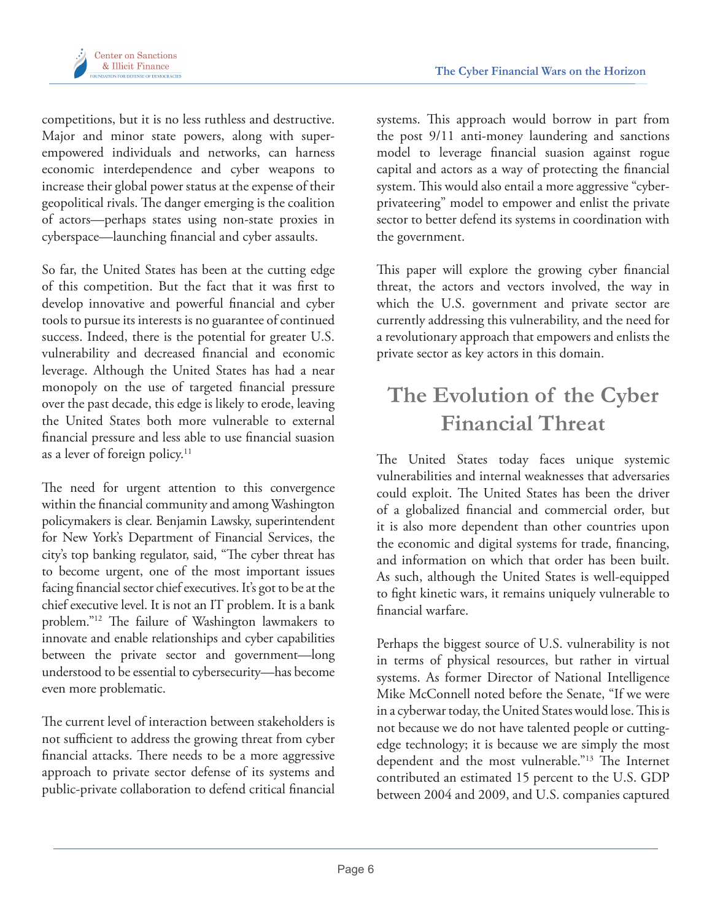competitions, but it is no less ruthless and destructive. Major and minor state powers, along with super-empowered individuals and networks, can harness economic interdependence and cyber weapons to increase their global power status at the expense of their geopolitical rivals. The danger emerging is the coalition of actors—perhaps states using non-state proxies in cyberspace—launching financial and cyber assaults.

So far, the United States has been at the cutting edge of this competition. But the fact that it was first to develop innovative and powerful financial and cyber tools to pursue its interests is no guarantee of continued success. Indeed, there is the potential for greater U.S. vulnerability and decreased financial and economic leverage. Although the United States has had a near monopoly on the use of targeted financial pressure over the past decade, this edge is likely to erode, leaving the United States both more vulnerable to external financial pressure and less able to use financial suasion as a lever of foreign policy.[11]

The need for urgent attention to this convergence within the financial community and among Washington policymakers is clear. Benjamin Lawsky, superintendent for New York's Department of Financial Services, the city's top banking regulator, said, "The cyber threat has to become urgent, one of the most important issues facing financial sector chief executives. It's got to be at the chief executive level. It is not an IT problem. It is a bank problem."[12] The failure of Washington lawmakers to innovate and enable relationships and cyber capabilities between the private sector and government—long understood to be essential to cybersecurity—has become even more problematic.

The current level of interaction between stakeholders is not sufficient to address the growing threat from cyber financial attacks. There needs to be a more aggressive approach to private sector defense of its systems and public-private collaboration to defend critical financial systems. This approach would borrow in part from the post 9/11 anti-money laundering and sanctions model to leverage financial suasion against rogue capital and actors as a way of protecting the financial system. This would also entail a more aggressive "cyber-privateering" model to empower and enlist the private sector to better defend its systems in coordination with the government.

This paper will explore the growing cyber financial threat, the actors and vectors involved, the way in which the U.S. government and private sector are currently addressing this vulnerability, and the need for a revolutionary approach that empowers and enlists the private sector as key actors in this domain.

## The Evolution of the Cyber Financial Threat

The United States today faces unique systemic vulnerabilities and internal weaknesses that adversaries could exploit. The United States has been the driver of a globalized financial and commercial order, but it is also more dependent than other countries upon the economic and digital systems for trade, financing, and information on which that order has been built. As such, although the United States is well-equipped to fight kinetic wars, it remains uniquely vulnerable to financial warfare.

Perhaps the biggest source of U.S. vulnerability is not in terms of physical resources, but rather in virtual systems. As former Director of National Intelligence Mike McConnell noted before the Senate, "If we were in a cyberwar today, the United States would lose. This is not because we do not have talented people or cutting-edge technology; it is because we are simply the most dependent and the most vulnerable."[13] The Internet contributed an estimated 15 percent to the U.S. GDP between 2004 and 2009, and U.S. companies captured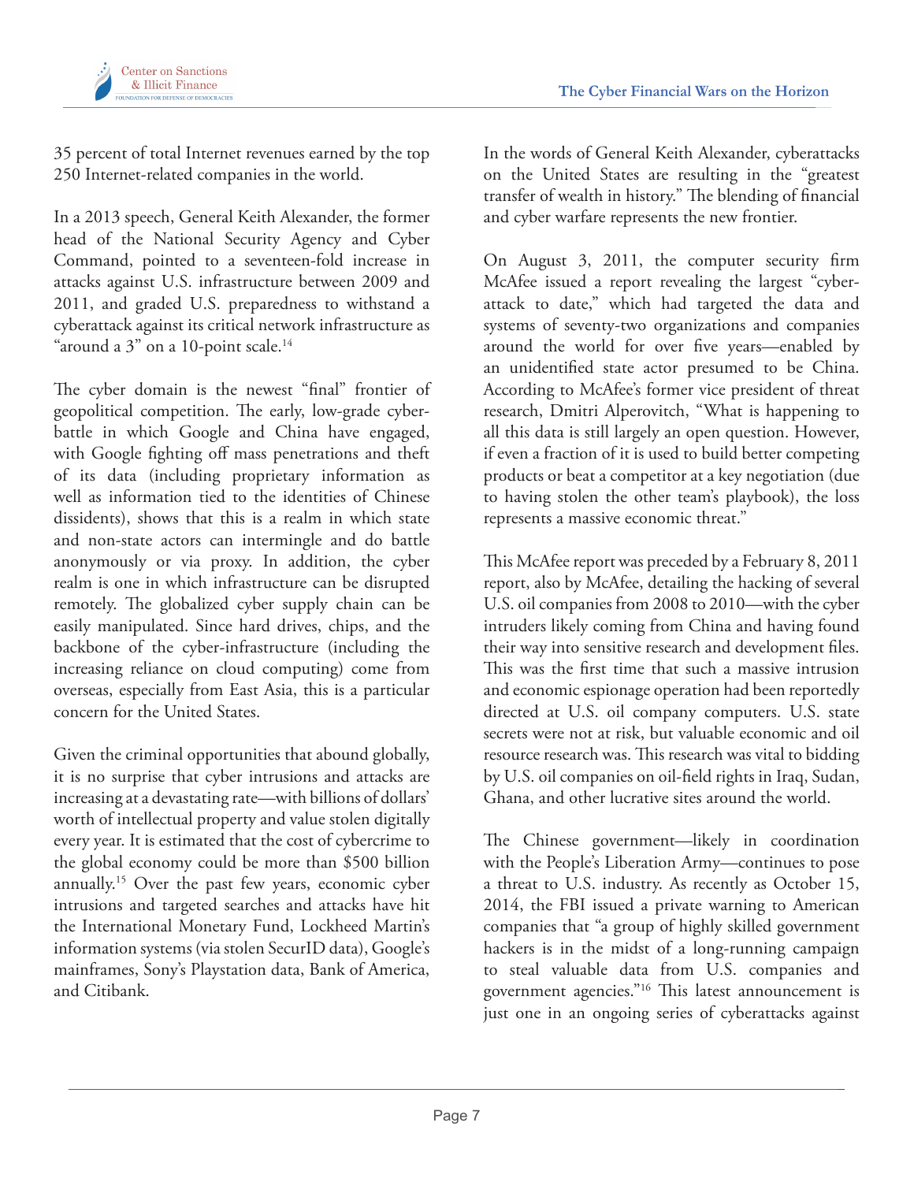35 percent of total Internet revenues earned by the top 250 Internet-related companies in the world.

In a 2013 speech, General Keith Alexander, the former head of the National Security Agency and Cyber Command, pointed to a seventeen-fold increase in attacks against U.S. infrastructure between 2009 and 2011, and graded U.S. preparedness to withstand a cyberattack against its critical network infrastructure as "around a 3" on a 10-point scale.[14]

The cyber domain is the newest "final" frontier of geopolitical competition. The early, low-grade cyber-battle in which Google and China have engaged, with Google fighting off mass penetrations and theft of its data (including proprietary information as well as information tied to the identities of Chinese dissidents), shows that this is a realm in which state and non-state actors can intermingle and do battle anonymously or via proxy. In addition, the cyber realm is one in which infrastructure can be disrupted remotely. The globalized cyber supply chain can be easily manipulated. Since hard drives, chips, and the backbone of the cyber-infrastructure (including the increasing reliance on cloud computing) come from overseas, especially from East Asia, this is a particular concern for the United States.

Given the criminal opportunities that abound globally, it is no surprise that cyber intrusions and attacks are increasing at a devastating rate—with billions of dollars' worth of intellectual property and value stolen digitally every year. It is estimated that the cost of cybercrime to the global economy could be more than $500 billion annually.[15] Over the past few years, economic cyber intrusions and targeted searches and attacks have hit the International Monetary Fund, Lockheed Martin's information systems (via stolen SecurID data), Google's mainframes, Sony's Playstation data, Bank of America, and Citibank.

In the words of General Keith Alexander, cyberattacks on the United States are resulting in the "greatest transfer of wealth in history." The blending of financial and cyber warfare represents the new frontier.

On August 3, 2011, the computer security firm McAfee issued a report revealing the largest "cyber-attack to date," which had targeted the data and systems of seventy-two organizations and companies around the world for over five years—enabled by an unidentified state actor presumed to be China. According to McAfee's former vice president of threat research, Dmitri Alperovitch, "What is happening to all this data is still largely an open question. However, if even a fraction of it is used to build better competing products or beat a competitor at a key negotiation (due to having stolen the other team's playbook), the loss represents a massive economic threat."

This McAfee report was preceded by a February 8, 2011 report, also by McAfee, detailing the hacking of several U.S. oil companies from 2008 to 2010—with the cyber intruders likely coming from China and having found their way into sensitive research and development files. This was the first time that such a massive intrusion and economic espionage operation had been reportedly directed at U.S. oil company computers. U.S. state secrets were not at risk, but valuable economic and oil resource research was. This research was vital to bidding by U.S. oil companies on oil-field rights in Iraq, Sudan, Ghana, and other lucrative sites around the world.

The Chinese government—likely in coordination with the People's Liberation Army—continues to pose a threat to U.S. industry. As recently as October 15, 2014, the FBI issued a private warning to American companies that "a group of highly skilled government hackers is in the midst of a long-running campaign to steal valuable data from U.S. companies and government agencies."[16] This latest announcement is just one in an ongoing series of cyberattacks against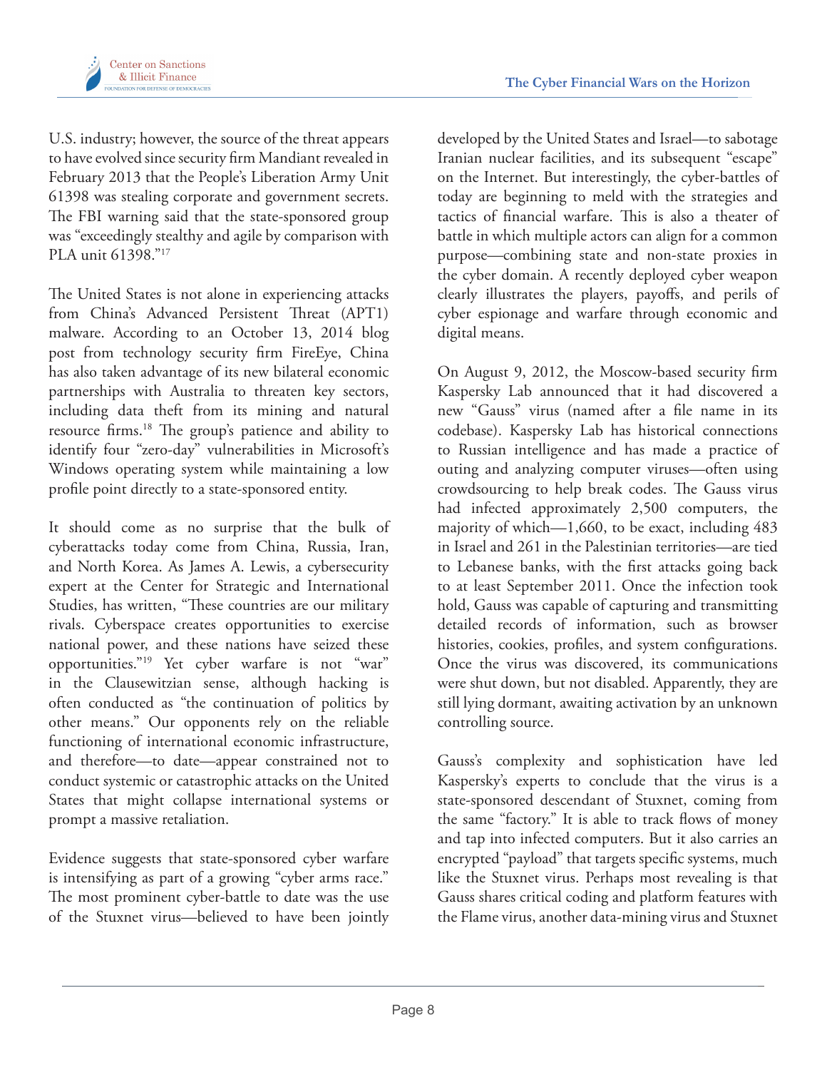U.S. industry; however, the source of the threat appears to have evolved since security firm Mandiant revealed in February 2013 that the People's Liberation Army Unit 61398 was stealing corporate and government secrets. The FBI warning said that the state-sponsored group was "exceedingly stealthy and agile by comparison with PLA unit 61398."[17]

The United States is not alone in experiencing attacks from China's Advanced Persistent Threat (APT1) malware. According to an October 13, 2014 blog post from technology security firm FireEye, China has also taken advantage of its new bilateral economic partnerships with Australia to threaten key sectors, including data theft from its mining and natural resource firms.[18] The group's patience and ability to identify four "zero-day" vulnerabilities in Microsoft's Windows operating system while maintaining a low profile point directly to a state-sponsored entity.

It should come as no surprise that the bulk of cyberattacks today come from China, Russia, Iran, and North Korea. As James A. Lewis, a cybersecurity expert at the Center for Strategic and International Studies, has written, "These countries are our military rivals. Cyberspace creates opportunities to exercise national power, and these nations have seized these opportunities."[19] Yet cyber warfare is not "war" in the Clausewitzian sense, although hacking is often conducted as "the continuation of politics by other means." Our opponents rely on the reliable functioning of international economic infrastructure, and therefore—to date—appear constrained not to conduct systemic or catastrophic attacks on the United States that might collapse international systems or prompt a massive retaliation.

Evidence suggests that state-sponsored cyber warfare is intensifying as part of a growing "cyber arms race." The most prominent cyber-battle to date was the use of the Stuxnet virus—believed to have been jointly developed by the United States and Israel—to sabotage Iranian nuclear facilities, and its subsequent "escape" on the Internet. But interestingly, the cyber-battles of today are beginning to meld with the strategies and tactics of financial warfare. This is also a theater of battle in which multiple actors can align for a common purpose—combining state and non-state proxies in the cyber domain. A recently deployed cyber weapon clearly illustrates the players, payoffs, and perils of cyber espionage and warfare through economic and digital means.

On August 9, 2012, the Moscow-based security firm Kaspersky Lab announced that it had discovered a new "Gauss" virus (named after a file name in its codebase). Kaspersky Lab has historical connections to Russian intelligence and has made a practice of outing and analyzing computer viruses—often using crowdsourcing to help break codes. The Gauss virus had infected approximately 2,500 computers, the majority of which—1,660, to be exact, including 483 in Israel and 261 in the Palestinian territories—are tied to Lebanese banks, with the first attacks going back to at least September 2011. Once the infection took hold, Gauss was capable of capturing and transmitting detailed records of information, such as browser histories, cookies, profiles, and system configurations. Once the virus was discovered, its communications were shut down, but not disabled. Apparently, they are still lying dormant, awaiting activation by an unknown controlling source.

Gauss's complexity and sophistication have led Kaspersky's experts to conclude that the virus is a state-sponsored descendant of Stuxnet, coming from the same "factory." It is able to track flows of money and tap into infected computers. But it also carries an encrypted "payload" that targets specific systems, much like the Stuxnet virus. Perhaps most revealing is that Gauss shares critical coding and platform features with the Flame virus, another data-mining virus and Stuxnet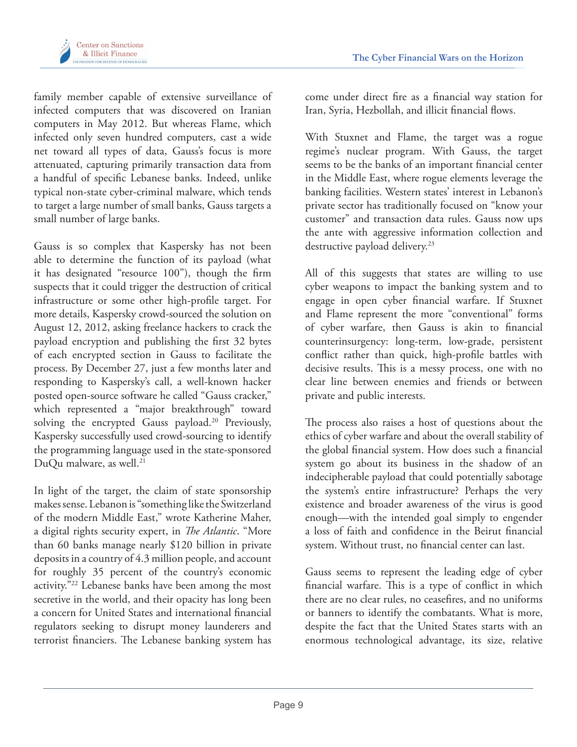family member capable of extensive surveillance of infected computers that was discovered on Iranian computers in May 2012. But whereas Flame, which infected only seven hundred computers, cast a wide net toward all types of data, Gauss's focus is more attenuated, capturing primarily transaction data from a handful of specific Lebanese banks. Indeed, unlike typical non-state cyber-criminal malware, which tends to target a large number of small banks, Gauss targets a small number of large banks.

Gauss is so complex that Kaspersky has not been able to determine the function of its payload (what it has designated "resource 100"), though the firm suspects that it could trigger the destruction of critical infrastructure or some other high-profile target. For more details, Kaspersky crowd-sourced the solution on August 12, 2012, asking freelance hackers to crack the payload encryption and publishing the first 32 bytes of each encrypted section in Gauss to facilitate the process. By December 27, just a few months later and responding to Kaspersky's call, a well-known hacker posted open-source software he called "Gauss cracker," which represented a "major breakthrough" toward solving the encrypted Gauss payload.[20] Previously, Kaspersky successfully used crowd-sourcing to identify the programming language used in the state-sponsored DuQu malware, as well.[21]

In light of the target, the claim of state sponsorship makes sense. Lebanon is "something like the Switzerland of the modern Middle East," wrote Katherine Maher, a digital rights security expert, in *The Atlantic*. "More than 60 banks manage nearly $120 billion in private deposits in a country of 4.3 million people, and account for roughly 35 percent of the country's economic activity."[22] Lebanese banks have been among the most secretive in the world, and their opacity has long been a concern for United States and international financial regulators seeking to disrupt money launderers and terrorist financiers. The Lebanese banking system has come under direct fire as a financial way station for Iran, Syria, Hezbollah, and illicit financial flows.

With Stuxnet and Flame, the target was a rogue regime's nuclear program. With Gauss, the target seems to be the banks of an important financial center in the Middle East, where rogue elements leverage the banking facilities. Western states' interest in Lebanon's private sector has traditionally focused on "know your customer" and transaction data rules. Gauss now ups the ante with aggressive information collection and destructive payload delivery.[23]

All of this suggests that states are willing to use cyber weapons to impact the banking system and to engage in open cyber financial warfare. If Stuxnet and Flame represent the more "conventional" forms of cyber warfare, then Gauss is akin to financial counterinsurgency: long-term, low-grade, persistent conflict rather than quick, high-profile battles with decisive results. This is a messy process, one with no clear line between enemies and friends or between private and public interests.

The process also raises a host of questions about the ethics of cyber warfare and about the overall stability of the global financial system. How does such a financial system go about its business in the shadow of an indecipherable payload that could potentially sabotage the system's entire infrastructure? Perhaps the very existence and broader awareness of the virus is good enough—with the intended goal simply to engender a loss of faith and confidence in the Beirut financial system. Without trust, no financial center can last.

Gauss seems to represent the leading edge of cyber financial warfare. This is a type of conflict in which there are no clear rules, no ceasefires, and no uniforms or banners to identify the combatants. What is more, despite the fact that the United States starts with an enormous technological advantage, its size, relative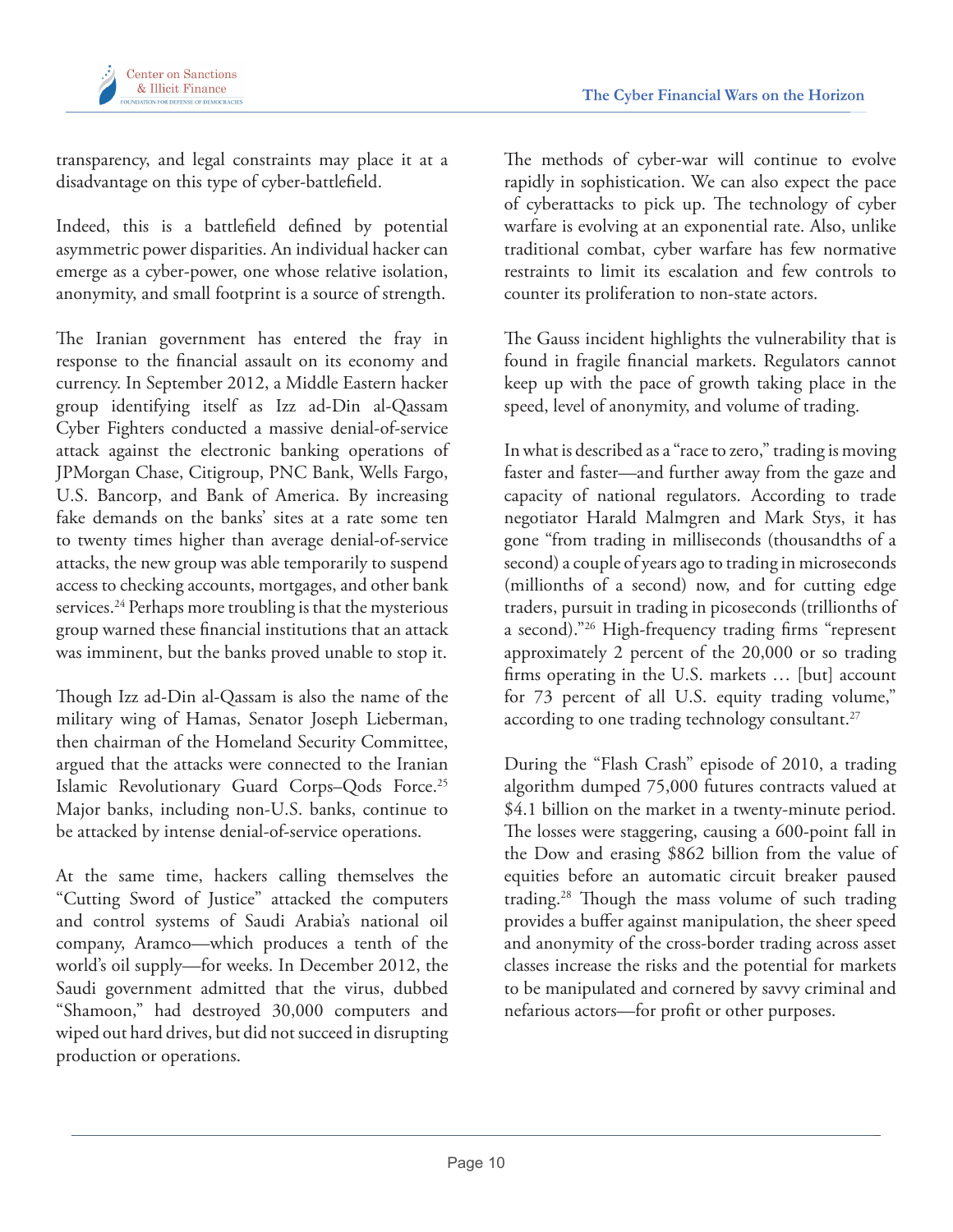transparency, and legal constraints may place it at a disadvantage on this type of cyber-battlefield.

Indeed, this is a battlefield defined by potential asymmetric power disparities. An individual hacker can emerge as a cyber-power, one whose relative isolation, anonymity, and small footprint is a source of strength.

The Iranian government has entered the fray in response to the financial assault on its economy and currency. In September 2012, a Middle Eastern hacker group identifying itself as Izz ad-Din al-Qassam Cyber Fighters conducted a massive denial-of-service attack against the electronic banking operations of JPMorgan Chase, Citigroup, PNC Bank, Wells Fargo, U.S. Bancorp, and Bank of America. By increasing fake demands on the banks' sites at a rate some ten to twenty times higher than average denial-of-service attacks, the new group was able temporarily to suspend access to checking accounts, mortgages, and other bank services.[24] Perhaps more troubling is that the mysterious group warned these financial institutions that an attack was imminent, but the banks proved unable to stop it.

Though Izz ad-Din al-Qassam is also the name of the military wing of Hamas, Senator Joseph Lieberman, then chairman of the Homeland Security Committee, argued that the attacks were connected to the Iranian Islamic Revolutionary Guard Corps–Qods Force.[25] Major banks, including non-U.S. banks, continue to be attacked by intense denial-of-service operations.

At the same time, hackers calling themselves the "Cutting Sword of Justice" attacked the computers and control systems of Saudi Arabia's national oil company, Aramco—which produces a tenth of the world's oil supply—for weeks. In December 2012, the Saudi government admitted that the virus, dubbed "Shamoon," had destroyed 30,000 computers and wiped out hard drives, but did not succeed in disrupting production or operations.

The methods of cyber-war will continue to evolve rapidly in sophistication. We can also expect the pace of cyberattacks to pick up. The technology of cyber warfare is evolving at an exponential rate. Also, unlike traditional combat, cyber warfare has few normative restraints to limit its escalation and few controls to counter its proliferation to non-state actors.

The Gauss incident highlights the vulnerability that is found in fragile financial markets. Regulators cannot keep up with the pace of growth taking place in the speed, level of anonymity, and volume of trading.

In what is described as a "race to zero," trading is moving faster and faster—and further away from the gaze and capacity of national regulators. According to trade negotiator Harald Malmgren and Mark Stys, it has gone "from trading in milliseconds (thousandths of a second) a couple of years ago to trading in microseconds (millionths of a second) now, and for cutting edge traders, pursuit in trading in picoseconds (trillionths of a second)."[26] High-frequency trading firms "represent approximately 2 percent of the 20,000 or so trading firms operating in the U.S. markets … [but] account for 73 percent of all U.S. equity trading volume," according to one trading technology consultant.[27]

During the "Flash Crash" episode of 2010, a trading algorithm dumped 75,000 futures contracts valued at $4.1 billion on the market in a twenty-minute period. The losses were staggering, causing a 600-point fall in the Dow and erasing $862 billion from the value of equities before an automatic circuit breaker paused trading.[28] Though the mass volume of such trading provides a buffer against manipulation, the sheer speed and anonymity of the cross-border trading across asset classes increase the risks and the potential for markets to be manipulated and cornered by savvy criminal and nefarious actors—for profit or other purposes.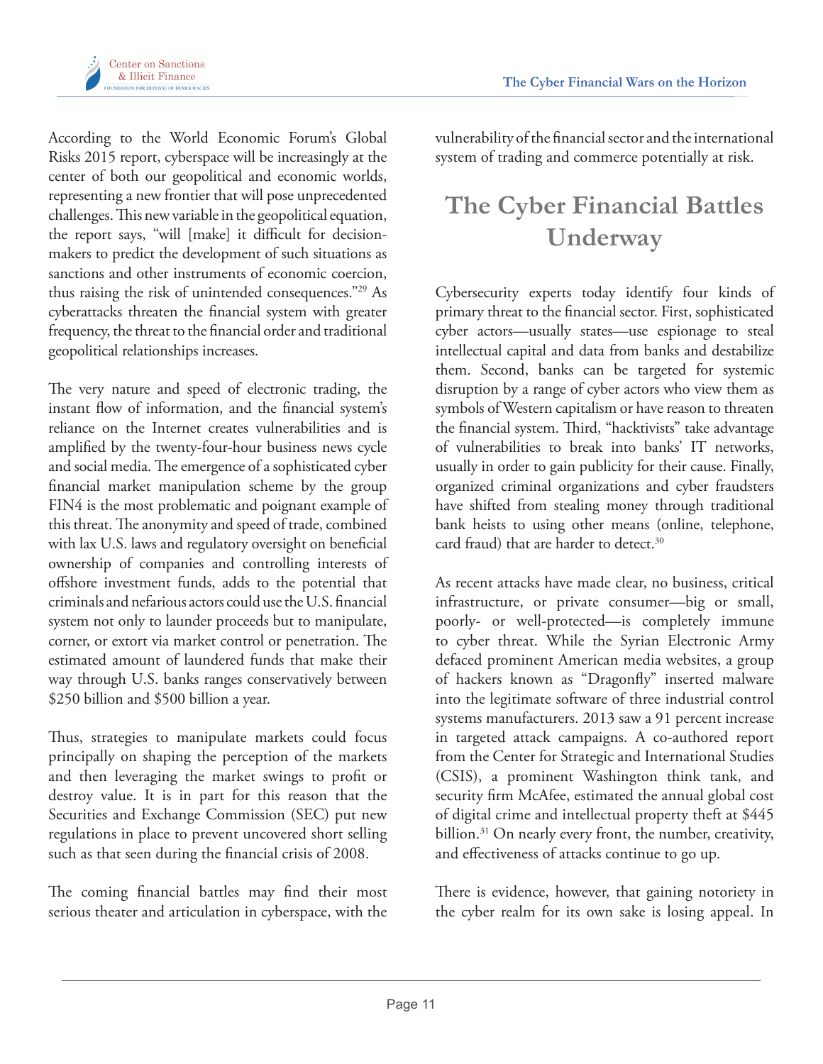According to the World Economic Forum's Global Risks 2015 report, cyberspace will be increasingly at the center of both our geopolitical and economic worlds, representing a new frontier that will pose unprecedented challenges. This new variable in the geopolitical equation, the report says, "will [make] it difficult for decision-makers to predict the development of such situations as sanctions and other instruments of economic coercion, thus raising the risk of unintended consequences."[29] As cyberattacks threaten the financial system with greater frequency, the threat to the financial order and traditional geopolitical relationships increases.

The very nature and speed of electronic trading, the instant flow of information, and the financial system's reliance on the Internet creates vulnerabilities and is amplified by the twenty-four-hour business news cycle and social media. The emergence of a sophisticated cyber financial market manipulation scheme by the group FIN4 is the most problematic and poignant example of this threat. The anonymity and speed of trade, combined with lax U.S. laws and regulatory oversight on beneficial ownership of companies and controlling interests of offshore investment funds, adds to the potential that criminals and nefarious actors could use the U.S. financial system not only to launder proceeds but to manipulate, corner, or extort via market control or penetration. The estimated amount of laundered funds that make their way through U.S. banks ranges conservatively between $250 billion and $500 billion a year.

Thus, strategies to manipulate markets could focus principally on shaping the perception of the markets and then leveraging the market swings to profit or destroy value. It is in part for this reason that the Securities and Exchange Commission (SEC) put new regulations in place to prevent uncovered short selling such as that seen during the financial crisis of 2008.

The coming financial battles may find their most serious theater and articulation in cyberspace, with the vulnerability of the financial sector and the international system of trading and commerce potentially at risk.

## The Cyber Financial Battles Underway

Cybersecurity experts today identify four kinds of primary threat to the financial sector. First, sophisticated cyber actors—usually states—use espionage to steal intellectual capital and data from banks and destabilize them. Second, banks can be targeted for systemic disruption by a range of cyber actors who view them as symbols of Western capitalism or have reason to threaten the financial system. Third, "hacktivists" take advantage of vulnerabilities to break into banks' IT networks, usually in order to gain publicity for their cause. Finally, organized criminal organizations and cyber fraudsters have shifted from stealing money through traditional bank heists to using other means (online, telephone, card fraud) that are harder to detect.[30]

As recent attacks have made clear, no business, critical infrastructure, or private consumer—big or small, poorly- or well-protected—is completely immune to cyber threat. While the Syrian Electronic Army defaced prominent American media websites, a group of hackers known as "Dragonfly" inserted malware into the legitimate software of three industrial control systems manufacturers. 2013 saw a 91 percent increase in targeted attack campaigns. A co-authored report from the Center for Strategic and International Studies (CSIS), a prominent Washington think tank, and security firm McAfee, estimated the annual global cost of digital crime and intellectual property theft at $445 billion.[31] On nearly every front, the number, creativity, and effectiveness of attacks continue to go up.

There is evidence, however, that gaining notoriety in the cyber realm for its own sake is losing appeal. In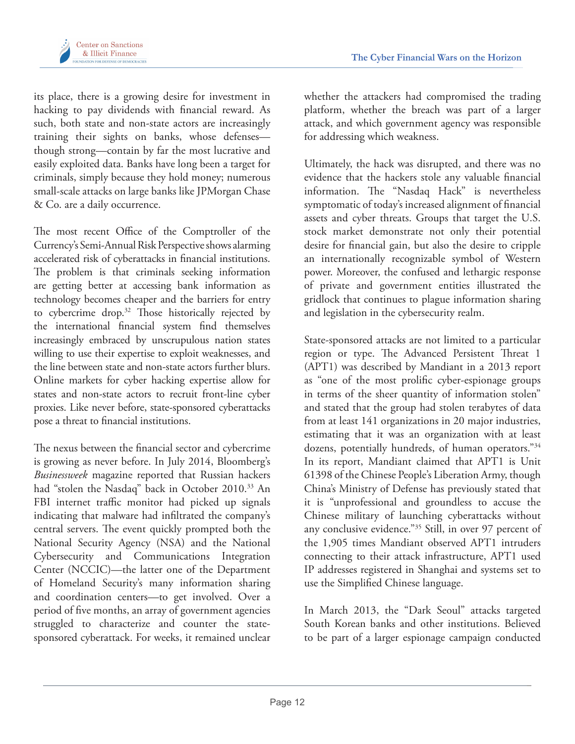its place, there is a growing desire for investment in hacking to pay dividends with financial reward. As such, both state and non-state actors are increasingly training their sights on banks, whose defenses—though strong—contain by far the most lucrative and easily exploited data. Banks have long been a target for criminals, simply because they hold money; numerous small-scale attacks on large banks like JPMorgan Chase & Co. are a daily occurrence.

The most recent Office of the Comptroller of the Currency's Semi-Annual Risk Perspective shows alarming accelerated risk of cyberattacks in financial institutions. The problem is that criminals seeking information are getting better at accessing bank information as technology becomes cheaper and the barriers for entry to cybercrime drop.[32] Those historically rejected by the international financial system find themselves increasingly embraced by unscrupulous nation states willing to use their expertise to exploit weaknesses, and the line between state and non-state actors further blurs. Online markets for cyber hacking expertise allow for states and non-state actors to recruit front-line cyber proxies. Like never before, state-sponsored cyberattacks pose a threat to financial institutions.

The nexus between the financial sector and cybercrime is growing as never before. In July 2014, Bloomberg's *Businessweek* magazine reported that Russian hackers had "stolen the Nasdaq" back in October 2010.[33] An FBI internet traffic monitor had picked up signals indicating that malware had infiltrated the company's central servers. The event quickly prompted both the National Security Agency (NSA) and the National Cybersecurity and Communications Integration Center (NCCIC)—the latter one of the Department of Homeland Security's many information sharing and coordination centers—to get involved. Over a period of five months, an array of government agencies struggled to characterize and counter the state-sponsored cyberattack. For weeks, it remained unclear whether the attackers had compromised the trading platform, whether the breach was part of a larger attack, and which government agency was responsible for addressing which weakness.

Ultimately, the hack was disrupted, and there was no evidence that the hackers stole any valuable financial information. The "Nasdaq Hack" is nevertheless symptomatic of today's increased alignment of financial assets and cyber threats. Groups that target the U.S. stock market demonstrate not only their potential desire for financial gain, but also the desire to cripple an internationally recognizable symbol of Western power. Moreover, the confused and lethargic response of private and government entities illustrated the gridlock that continues to plague information sharing and legislation in the cybersecurity realm.

State-sponsored attacks are not limited to a particular region or type. The Advanced Persistent Threat 1 (APT1) was described by Mandiant in a 2013 report as "one of the most prolific cyber-espionage groups in terms of the sheer quantity of information stolen" and stated that the group had stolen terabytes of data from at least 141 organizations in 20 major industries, estimating that it was an organization with at least dozens, potentially hundreds, of human operators."[34] In its report, Mandiant claimed that APT1 is Unit 61398 of the Chinese People's Liberation Army, though China's Ministry of Defense has previously stated that it is "unprofessional and groundless to accuse the Chinese military of launching cyberattacks without any conclusive evidence."[35] Still, in over 97 percent of the 1,905 times Mandiant observed APT1 intruders connecting to their attack infrastructure, APT1 used IP addresses registered in Shanghai and systems set to use the Simplified Chinese language.

In March 2013, the "Dark Seoul" attacks targeted South Korean banks and other institutions. Believed to be part of a larger espionage campaign conducted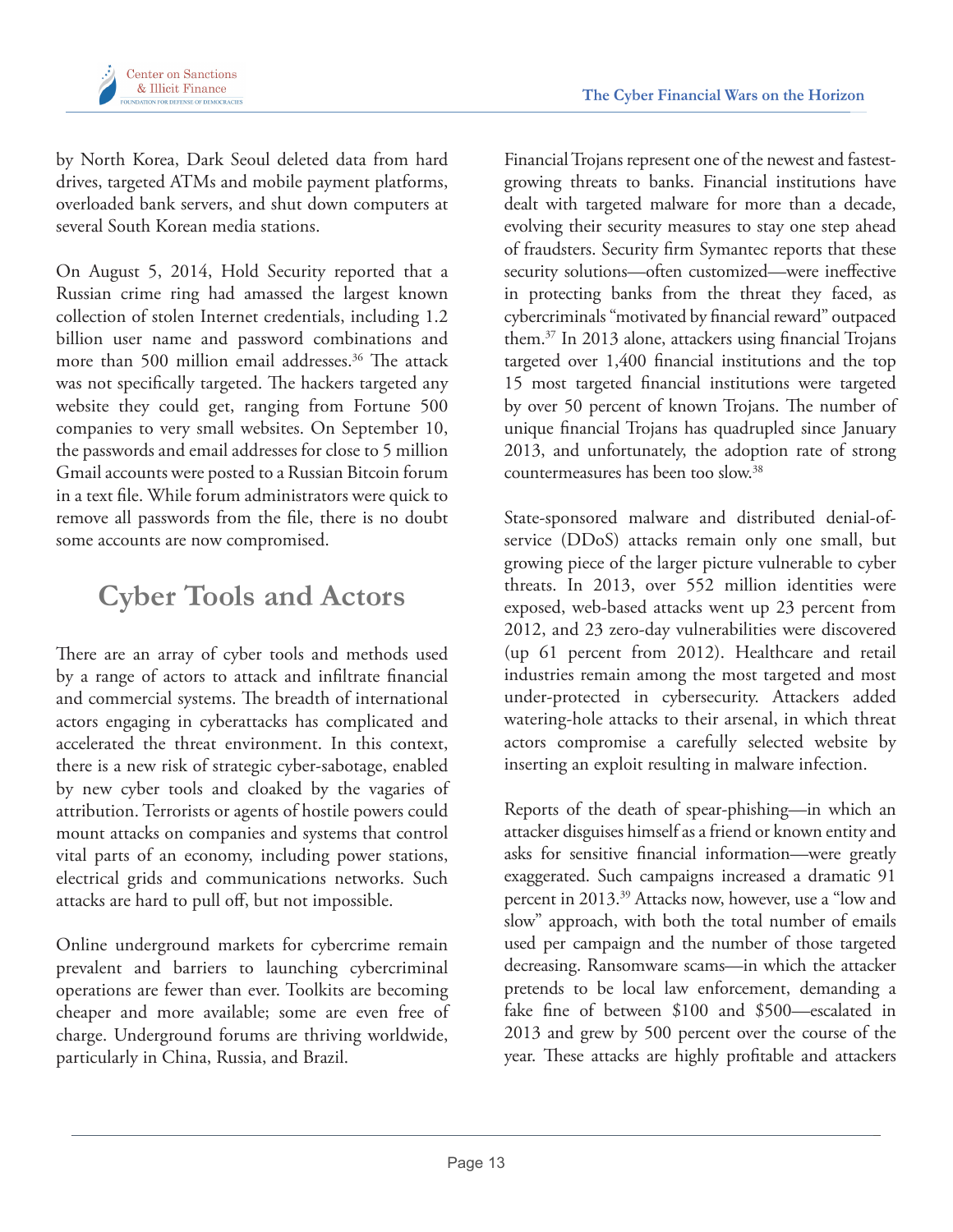by North Korea, Dark Seoul deleted data from hard drives, targeted ATMs and mobile payment platforms, overloaded bank servers, and shut down computers at several South Korean media stations.

On August 5, 2014, Hold Security reported that a Russian crime ring had amassed the largest known collection of stolen Internet credentials, including 1.2 billion user name and password combinations and more than 500 million email addresses.[36] The attack was not specifically targeted. The hackers targeted any website they could get, ranging from Fortune 500 companies to very small websites. On September 10, the passwords and email addresses for close to 5 million Gmail accounts were posted to a Russian Bitcoin forum in a text file. While forum administrators were quick to remove all passwords from the file, there is no doubt some accounts are now compromised.

## Cyber Tools and Actors

There are an array of cyber tools and methods used by a range of actors to attack and infiltrate financial and commercial systems. The breadth of international actors engaging in cyberattacks has complicated and accelerated the threat environment. In this context, there is a new risk of strategic cyber-sabotage, enabled by new cyber tools and cloaked by the vagaries of attribution. Terrorists or agents of hostile powers could mount attacks on companies and systems that control vital parts of an economy, including power stations, electrical grids and communications networks. Such attacks are hard to pull off, but not impossible.

Online underground markets for cybercrime remain prevalent and barriers to launching cybercriminal operations are fewer than ever. Toolkits are becoming cheaper and more available; some are even free of charge. Underground forums are thriving worldwide, particularly in China, Russia, and Brazil.

Financial Trojans represent one of the newest and fastest-growing threats to banks. Financial institutions have dealt with targeted malware for more than a decade, evolving their security measures to stay one step ahead of fraudsters. Security firm Symantec reports that these security solutions—often customized—were ineffective in protecting banks from the threat they faced, as cybercriminals "motivated by financial reward" outpaced them.[37] In 2013 alone, attackers using financial Trojans targeted over 1,400 financial institutions and the top 15 most targeted financial institutions were targeted by over 50 percent of known Trojans. The number of unique financial Trojans has quadrupled since January 2013, and unfortunately, the adoption rate of strong countermeasures has been too slow.[38]

State-sponsored malware and distributed denial-of-service (DDoS) attacks remain only one small, but growing piece of the larger picture vulnerable to cyber threats. In 2013, over 552 million identities were exposed, web-based attacks went up 23 percent from 2012, and 23 zero-day vulnerabilities were discovered (up 61 percent from 2012). Healthcare and retail industries remain among the most targeted and most under-protected in cybersecurity. Attackers added watering-hole attacks to their arsenal, in which threat actors compromise a carefully selected website by inserting an exploit resulting in malware infection.

Reports of the death of spear-phishing—in which an attacker disguises himself as a friend or known entity and asks for sensitive financial information—were greatly exaggerated. Such campaigns increased a dramatic 91 percent in 2013.[39] Attacks now, however, use a "low and slow" approach, with both the total number of emails used per campaign and the number of those targeted decreasing. Ransomware scams—in which the attacker pretends to be local law enforcement, demanding a fake fine of between $100 and $500—escalated in 2013 and grew by 500 percent over the course of the year. These attacks are highly profitable and attackers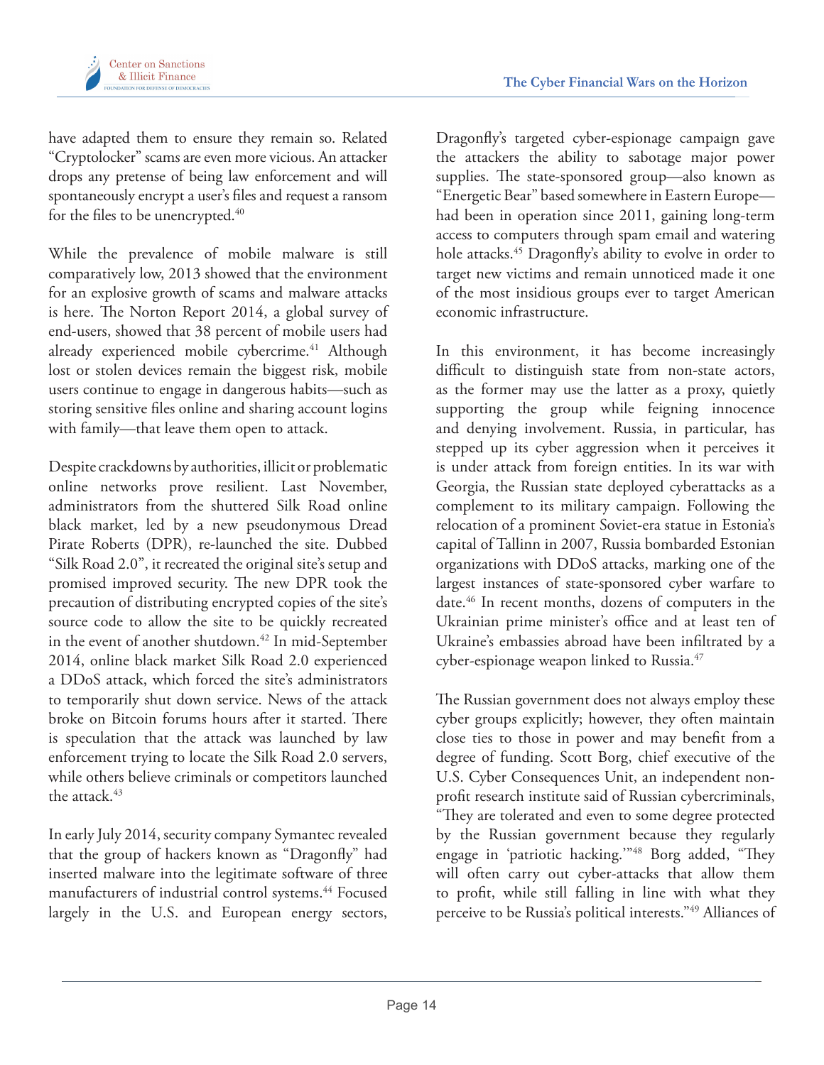have adapted them to ensure they remain so. Related "Cryptolocker" scams are even more vicious. An attacker drops any pretense of being law enforcement and will spontaneously encrypt a user's files and request a ransom for the files to be unencrypted.[40]

While the prevalence of mobile malware is still comparatively low, 2013 showed that the environment for an explosive growth of scams and malware attacks is here. The Norton Report 2014, a global survey of end-users, showed that 38 percent of mobile users had already experienced mobile cybercrime.[41] Although lost or stolen devices remain the biggest risk, mobile users continue to engage in dangerous habits—such as storing sensitive files online and sharing account logins with family—that leave them open to attack.

Despite crackdowns by authorities, illicit or problematic online networks prove resilient. Last November, administrators from the shuttered Silk Road online black market, led by a new pseudonymous Dread Pirate Roberts (DPR), re-launched the site. Dubbed "Silk Road 2.0", it recreated the original site's setup and promised improved security. The new DPR took the precaution of distributing encrypted copies of the site's source code to allow the site to be quickly recreated in the event of another shutdown.[42] In mid-September 2014, online black market Silk Road 2.0 experienced a DDoS attack, which forced the site's administrators to temporarily shut down service. News of the attack broke on Bitcoin forums hours after it started. There is speculation that the attack was launched by law enforcement trying to locate the Silk Road 2.0 servers, while others believe criminals or competitors launched the attack.[43]

In early July 2014, security company Symantec revealed that the group of hackers known as "Dragonfly" had inserted malware into the legitimate software of three manufacturers of industrial control systems.[44] Focused largely in the U.S. and European energy sectors, Dragonfly's targeted cyber-espionage campaign gave the attackers the ability to sabotage major power supplies. The state-sponsored group—also known as "Energetic Bear" based somewhere in Eastern Europe—had been in operation since 2011, gaining long-term access to computers through spam email and watering hole attacks.[45] Dragonfly's ability to evolve in order to target new victims and remain unnoticed made it one of the most insidious groups ever to target American economic infrastructure.

In this environment, it has become increasingly difficult to distinguish state from non-state actors, as the former may use the latter as a proxy, quietly supporting the group while feigning innocence and denying involvement. Russia, in particular, has stepped up its cyber aggression when it perceives it is under attack from foreign entities. In its war with Georgia, the Russian state deployed cyberattacks as a complement to its military campaign. Following the relocation of a prominent Soviet-era statue in Estonia's capital of Tallinn in 2007, Russia bombarded Estonian organizations with DDoS attacks, marking one of the largest instances of state-sponsored cyber warfare to date.[46] In recent months, dozens of computers in the Ukrainian prime minister's office and at least ten of Ukraine's embassies abroad have been infiltrated by a cyber-espionage weapon linked to Russia.[47]

The Russian government does not always employ these cyber groups explicitly; however, they often maintain close ties to those in power and may benefit from a degree of funding. Scott Borg, chief executive of the U.S. Cyber Consequences Unit, an independent non-profit research institute said of Russian cybercriminals, "They are tolerated and even to some degree protected by the Russian government because they regularly engage in 'patriotic hacking.'"[48] Borg added, "They will often carry out cyber-attacks that allow them to profit, while still falling in line with what they perceive to be Russia's political interests."[49] Alliances of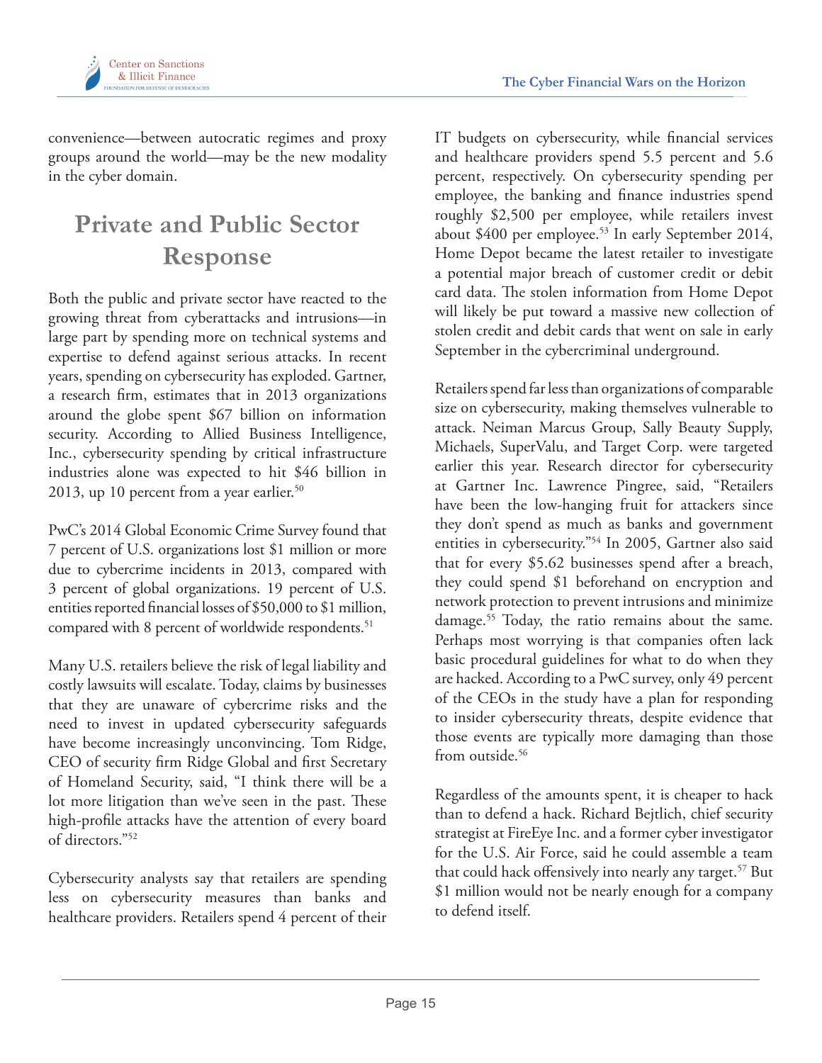convenience—between autocratic regimes and proxy groups around the world—may be the new modality in the cyber domain.

## Private and Public Sector Response

Both the public and private sector have reacted to the growing threat from cyberattacks and intrusions—in large part by spending more on technical systems and expertise to defend against serious attacks. In recent years, spending on cybersecurity has exploded. Gartner, a research firm, estimates that in 2013 organizations around the globe spent $67 billion on information security. According to Allied Business Intelligence, Inc., cybersecurity spending by critical infrastructure industries alone was expected to hit $46 billion in 2013, up 10 percent from a year earlier.[50]

PwC's 2014 Global Economic Crime Survey found that 7 percent of U.S. organizations lost $1 million or more due to cybercrime incidents in 2013, compared with 3 percent of global organizations. 19 percent of U.S. entities reported financial losses of $50,000 to $1 million, compared with 8 percent of worldwide respondents.[51]

Many U.S. retailers believe the risk of legal liability and costly lawsuits will escalate. Today, claims by businesses that they are unaware of cybercrime risks and the need to invest in updated cybersecurity safeguards have become increasingly unconvincing. Tom Ridge, CEO of security firm Ridge Global and first Secretary of Homeland Security, said, "I think there will be a lot more litigation than we've seen in the past. These high-profile attacks have the attention of every board of directors."[52]

Cybersecurity analysts say that retailers are spending less on cybersecurity measures than banks and healthcare providers. Retailers spend 4 percent of their IT budgets on cybersecurity, while financial services and healthcare providers spend 5.5 percent and 5.6 percent, respectively. On cybersecurity spending per employee, the banking and finance industries spend roughly $2,500 per employee, while retailers invest about $400 per employee.[53] In early September 2014, Home Depot became the latest retailer to investigate a potential major breach of customer credit or debit card data. The stolen information from Home Depot will likely be put toward a massive new collection of stolen credit and debit cards that went on sale in early September in the cybercriminal underground.

Retailers spend far less than organizations of comparable size on cybersecurity, making themselves vulnerable to attack. Neiman Marcus Group, Sally Beauty Supply, Michaels, SuperValu, and Target Corp. were targeted earlier this year. Research director for cybersecurity at Gartner Inc. Lawrence Pingree, said, "Retailers have been the low-hanging fruit for attackers since they don't spend as much as banks and government entities in cybersecurity."[54] In 2005, Gartner also said that for every $5.62 businesses spend after a breach, they could spend $1 beforehand on encryption and network protection to prevent intrusions and minimize damage.[55] Today, the ratio remains about the same. Perhaps most worrying is that companies often lack basic procedural guidelines for what to do when they are hacked. According to a PwC survey, only 49 percent of the CEOs in the study have a plan for responding to insider cybersecurity threats, despite evidence that those events are typically more damaging than those from outside.[56]

Regardless of the amounts spent, it is cheaper to hack than to defend a hack. Richard Bejtlich, chief security strategist at FireEye Inc. and a former cyber investigator for the U.S. Air Force, said he could assemble a team that could hack offensively into nearly any target.[57] But $1 million would not be nearly enough for a company to defend itself.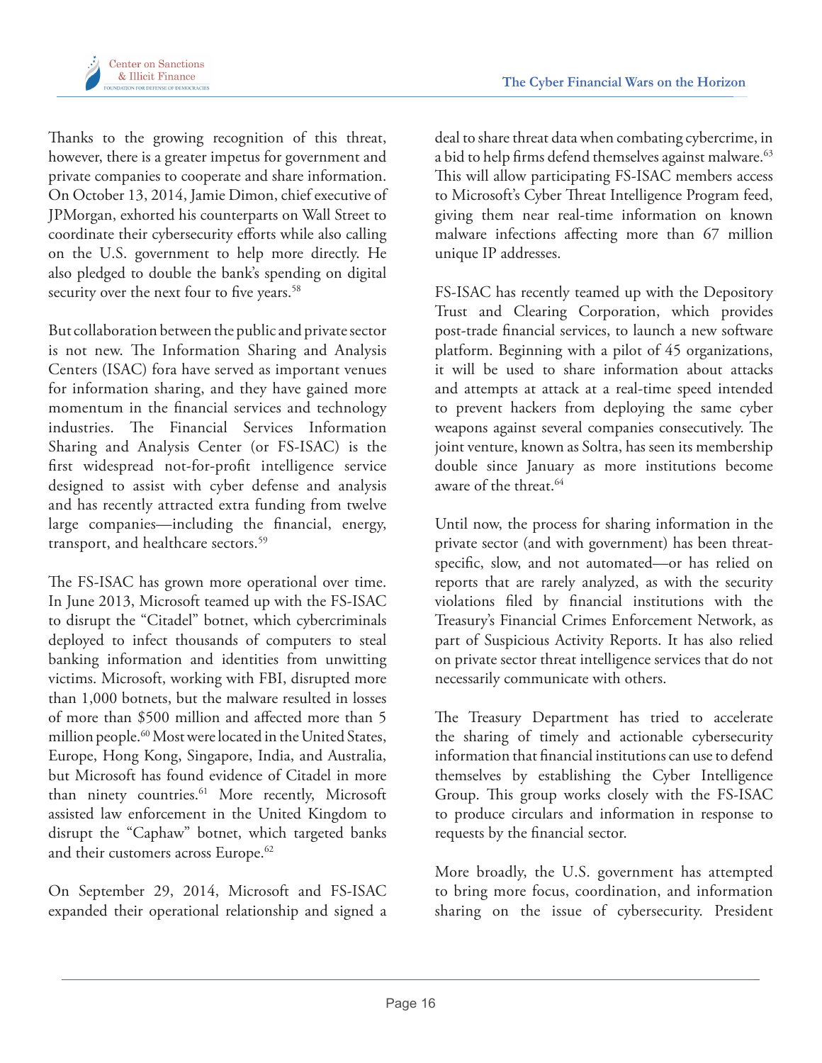Thanks to the growing recognition of this threat, however, there is a greater impetus for government and private companies to cooperate and share information. On October 13, 2014, Jamie Dimon, chief executive of JPMorgan, exhorted his counterparts on Wall Street to coordinate their cybersecurity efforts while also calling on the U.S. government to help more directly. He also pledged to double the bank's spending on digital security over the next four to five years.[58]

But collaboration between the public and private sector is not new. The Information Sharing and Analysis Centers (ISAC) fora have served as important venues for information sharing, and they have gained more momentum in the financial services and technology industries. The Financial Services Information Sharing and Analysis Center (or FS-ISAC) is the first widespread not-for-profit intelligence service designed to assist with cyber defense and analysis and has recently attracted extra funding from twelve large companies—including the financial, energy, transport, and healthcare sectors.[59]

The FS-ISAC has grown more operational over time. In June 2013, Microsoft teamed up with the FS-ISAC to disrupt the "Citadel" botnet, which cybercriminals deployed to infect thousands of computers to steal banking information and identities from unwitting victims. Microsoft, working with FBI, disrupted more than 1,000 botnets, but the malware resulted in losses of more than $500 million and affected more than 5 million people.[60] Most were located in the United States, Europe, Hong Kong, Singapore, India, and Australia, but Microsoft has found evidence of Citadel in more than ninety countries.[61] More recently, Microsoft assisted law enforcement in the United Kingdom to disrupt the "Caphaw" botnet, which targeted banks and their customers across Europe.[62]

On September 29, 2014, Microsoft and FS-ISAC expanded their operational relationship and signed a deal to share threat data when combating cybercrime, in a bid to help firms defend themselves against malware.[63] This will allow participating FS-ISAC members access to Microsoft's Cyber Threat Intelligence Program feed, giving them near real-time information on known malware infections affecting more than 67 million unique IP addresses.

FS-ISAC has recently teamed up with the Depository Trust and Clearing Corporation, which provides post-trade financial services, to launch a new software platform. Beginning with a pilot of 45 organizations, it will be used to share information about attacks and attempts at attack at a real-time speed intended to prevent hackers from deploying the same cyber weapons against several companies consecutively. The joint venture, known as Soltra, has seen its membership double since January as more institutions become aware of the threat.[64]

Until now, the process for sharing information in the private sector (and with government) has been threat-specific, slow, and not automated—or has relied on reports that are rarely analyzed, as with the security violations filed by financial institutions with the Treasury's Financial Crimes Enforcement Network, as part of Suspicious Activity Reports. It has also relied on private sector threat intelligence services that do not necessarily communicate with others.

The Treasury Department has tried to accelerate the sharing of timely and actionable cybersecurity information that financial institutions can use to defend themselves by establishing the Cyber Intelligence Group. This group works closely with the FS-ISAC to produce circulars and information in response to requests by the financial sector.

More broadly, the U.S. government has attempted to bring more focus, coordination, and information sharing on the issue of cybersecurity. President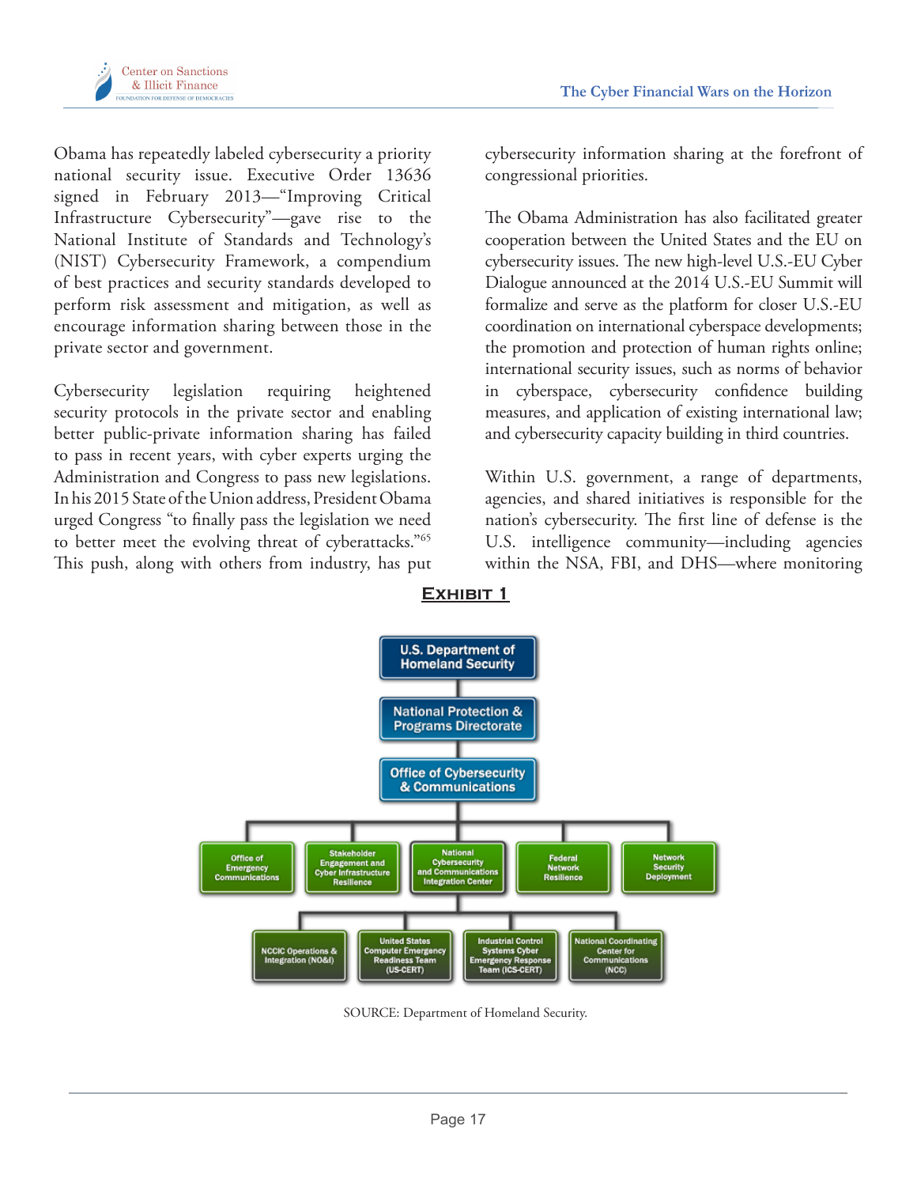Obama has repeatedly labeled cybersecurity a priority national security issue. Executive Order 13636 signed in February 2013—"Improving Critical Infrastructure Cybersecurity"—gave rise to the National Institute of Standards and Technology's (NIST) Cybersecurity Framework, a compendium of best practices and security standards developed to perform risk assessment and mitigation, as well as encourage information sharing between those in the private sector and government.

Cybersecurity legislation requiring heightened security protocols in the private sector and enabling better public-private information sharing has failed to pass in recent years, with cyber experts urging the Administration and Congress to pass new legislations. In his 2015 State of the Union address, President Obama urged Congress "to finally pass the legislation we need to better meet the evolving threat of cyberattacks."[65] This push, along with others from industry, has put cybersecurity information sharing at the forefront of congressional priorities.

The Obama Administration has also facilitated greater cooperation between the United States and the EU on cybersecurity issues. The new high-level U.S.-EU Cyber Dialogue announced at the 2014 U.S.-EU Summit will formalize and serve as the platform for closer U.S.-EU coordination on international cyberspace developments; the promotion and protection of human rights online; international security issues, such as norms of behavior in cyberspace, cybersecurity confidence building measures, and application of existing international law; and cybersecurity capacity building in third countries.

Within U.S. government, a range of departments, agencies, and shared initiatives is responsible for the nation's cybersecurity. The first line of defense is the U.S. intelligence community—including agencies within the NSA, FBI, and DHS—where monitoring

## Exhibit 1

- U.S. Department of Homeland Security
  - National Protection & Programs Directorate
    - Office of Cybersecurity & Communications
      - Office of Emergency Communications
      - Stakeholder Engagement and Cyber Infrastructure Resilience
      - National Cybersecurity and Communications Integration Center
        - NCCIC Operations & Integration (NO&I)
        - United States Computer Emergency Readiness Team (US-CERT)
        - Industrial Control Systems Cyber Emergency Response Team (ICS-CERT)
        - National Coordinating Center for Communications (NCC)
      - Federal Network Resilience
      - Network Security Deployment

SOURCE: Department of Homeland Security.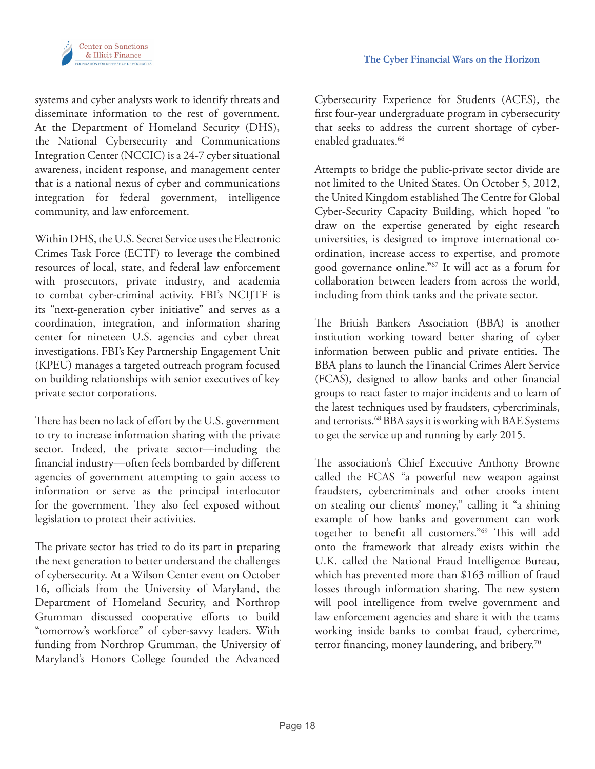systems and cyber analysts work to identify threats and disseminate information to the rest of government. At the Department of Homeland Security (DHS), the National Cybersecurity and Communications Integration Center (NCCIC) is a 24-7 cyber situational awareness, incident response, and management center that is a national nexus of cyber and communications integration for federal government, intelligence community, and law enforcement.

Within DHS, the U.S. Secret Service uses the Electronic Crimes Task Force (ECTF) to leverage the combined resources of local, state, and federal law enforcement with prosecutors, private industry, and academia to combat cyber-criminal activity. FBI's NCIJTF is its "next-generation cyber initiative" and serves as a coordination, integration, and information sharing center for nineteen U.S. agencies and cyber threat investigations. FBI's Key Partnership Engagement Unit (KPEU) manages a targeted outreach program focused on building relationships with senior executives of key private sector corporations.

There has been no lack of effort by the U.S. government to try to increase information sharing with the private sector. Indeed, the private sector—including the financial industry—often feels bombarded by different agencies of government attempting to gain access to information or serve as the principal interlocutor for the government. They also feel exposed without legislation to protect their activities.

The private sector has tried to do its part in preparing the next generation to better understand the challenges of cybersecurity. At a Wilson Center event on October 16, officials from the University of Maryland, the Department of Homeland Security, and Northrop Grumman discussed cooperative efforts to build "tomorrow's workforce" of cyber-savvy leaders. With funding from Northrop Grumman, the University of Maryland's Honors College founded the Advanced Cybersecurity Experience for Students (ACES), the first four-year undergraduate program in cybersecurity that seeks to address the current shortage of cyber-enabled graduates.[66]

Attempts to bridge the public-private sector divide are not limited to the United States. On October 5, 2012, the United Kingdom established The Centre for Global Cyber-Security Capacity Building, which hoped "to draw on the expertise generated by eight research universities, is designed to improve international co-ordination, increase access to expertise, and promote good governance online."[67] It will act as a forum for collaboration between leaders from across the world, including from think tanks and the private sector.

The British Bankers Association (BBA) is another institution working toward better sharing of cyber information between public and private entities. The BBA plans to launch the Financial Crimes Alert Service (FCAS), designed to allow banks and other financial groups to react faster to major incidents and to learn of the latest techniques used by fraudsters, cybercriminals, and terrorists.[68] BBA says it is working with BAE Systems to get the service up and running by early 2015.

The association's Chief Executive Anthony Browne called the FCAS "a powerful new weapon against fraudsters, cybercriminals and other crooks intent on stealing our clients' money," calling it "a shining example of how banks and government can work together to benefit all customers."[69] This will add onto the framework that already exists within the U.K. called the National Fraud Intelligence Bureau, which has prevented more than $163 million of fraud losses through information sharing. The new system will pool intelligence from twelve government and law enforcement agencies and share it with the teams working inside banks to combat fraud, cybercrime, terror financing, money laundering, and bribery.[70]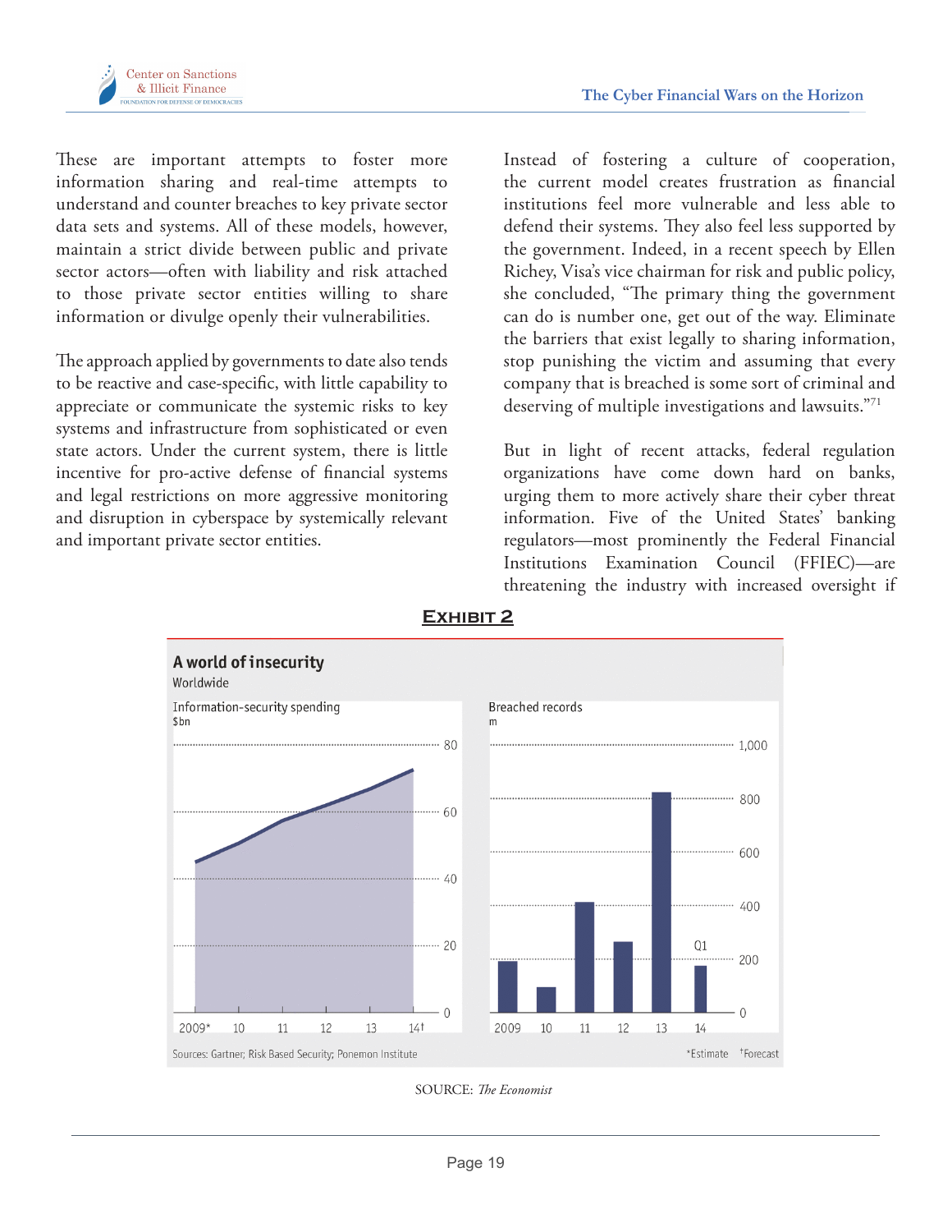These are important attempts to foster more information sharing and real-time attempts to understand and counter breaches to key private sector data sets and systems. All of these models, however, maintain a strict divide between public and private sector actors—often with liability and risk attached to those private sector entities willing to share information or divulge openly their vulnerabilities.

The approach applied by governments to date also tends to be reactive and case-specific, with little capability to appreciate or communicate the systemic risks to key systems and infrastructure from sophisticated or even state actors. Under the current system, there is little incentive for pro-active defense of financial systems and legal restrictions on more aggressive monitoring and disruption in cyberspace by systemically relevant and important private sector entities.

Instead of fostering a culture of cooperation, the current model creates frustration as financial institutions feel more vulnerable and less able to defend their systems. They also feel less supported by the government. Indeed, in a recent speech by Ellen Richey, Visa's vice chairman for risk and public policy, she concluded, "The primary thing the government can do is number one, get out of the way. Eliminate the barriers that exist legally to sharing information, stop punishing the victim and assuming that every company that is breached is some sort of criminal and deserving of multiple investigations and lawsuits."[71]

But in light of recent attacks, federal regulation organizations have come down hard on banks, urging them to more actively share their cyber threat information. Five of the United States' banking regulators—most prominently the Federal Financial Institutions Examination Council (FFIEC)—are threatening the industry with increased oversight if

## Exhibit 2

**A world of insecurity**
Worldwide

Information-security spending ($bn) | Breached records (m)

Sources: Gartner; Risk Based Security; Ponemon Institute

*Estimate †Forecast

SOURCE: *The Economist*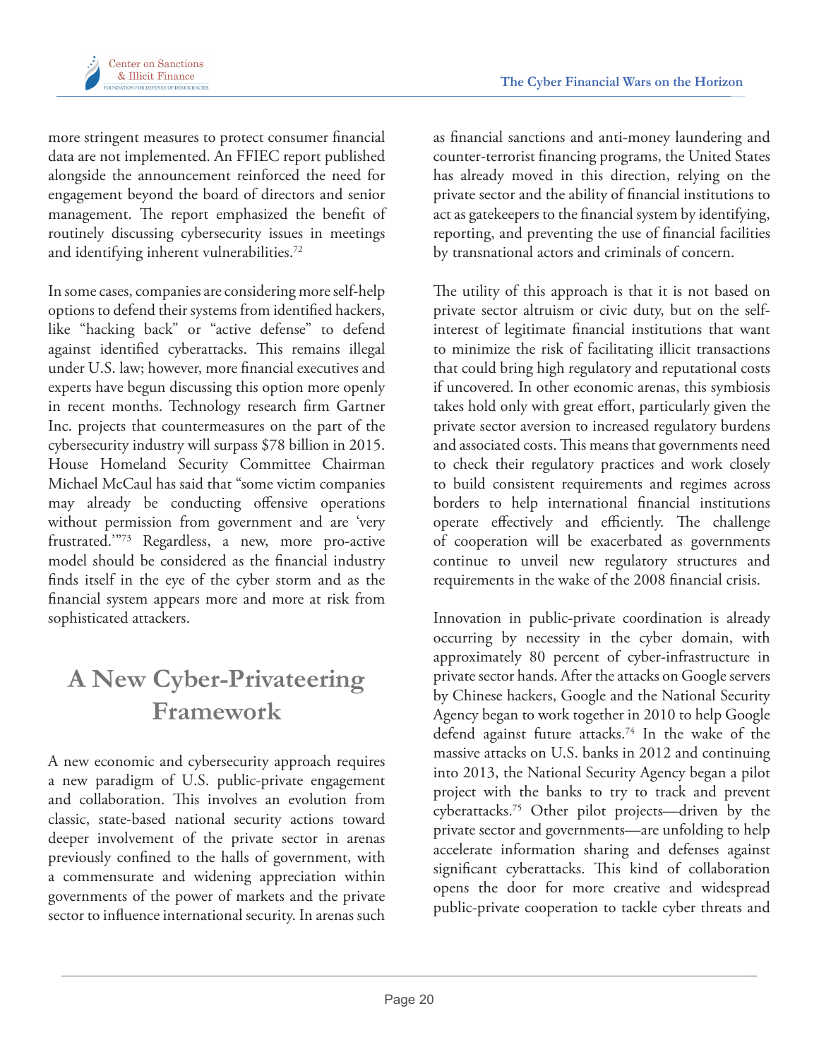more stringent measures to protect consumer financial data are not implemented. An FFIEC report published alongside the announcement reinforced the need for engagement beyond the board of directors and senior management. The report emphasized the benefit of routinely discussing cybersecurity issues in meetings and identifying inherent vulnerabilities.[72]

In some cases, companies are considering more self-help options to defend their systems from identified hackers, like "hacking back" or "active defense" to defend against identified cyberattacks. This remains illegal under U.S. law; however, more financial executives and experts have begun discussing this option more openly in recent months. Technology research firm Gartner Inc. projects that countermeasures on the part of the cybersecurity industry will surpass $78 billion in 2015. House Homeland Security Committee Chairman Michael McCaul has said that "some victim companies may already be conducting offensive operations without permission from government and are 'very frustrated.'"[73] Regardless, a new, more pro-active model should be considered as the financial industry finds itself in the eye of the cyber storm and as the financial system appears more and more at risk from sophisticated attackers.

## A New Cyber-Privateering Framework

A new economic and cybersecurity approach requires a new paradigm of U.S. public-private engagement and collaboration. This involves an evolution from classic, state-based national security actions toward deeper involvement of the private sector in arenas previously confined to the halls of government, with a commensurate and widening appreciation within governments of the power of markets and the private sector to influence international security. In arenas such as financial sanctions and anti-money laundering and counter-terrorist financing programs, the United States has already moved in this direction, relying on the private sector and the ability of financial institutions to act as gatekeepers to the financial system by identifying, reporting, and preventing the use of financial facilities by transnational actors and criminals of concern.

The utility of this approach is that it is not based on private sector altruism or civic duty, but on the self-interest of legitimate financial institutions that want to minimize the risk of facilitating illicit transactions that could bring high regulatory and reputational costs if uncovered. In other economic arenas, this symbiosis takes hold only with great effort, particularly given the private sector aversion to increased regulatory burdens and associated costs. This means that governments need to check their regulatory practices and work closely to build consistent requirements and regimes across borders to help international financial institutions operate effectively and efficiently. The challenge of cooperation will be exacerbated as governments continue to unveil new regulatory structures and requirements in the wake of the 2008 financial crisis.

Innovation in public-private coordination is already occurring by necessity in the cyber domain, with approximately 80 percent of cyber-infrastructure in private sector hands. After the attacks on Google servers by Chinese hackers, Google and the National Security Agency began to work together in 2010 to help Google defend against future attacks.[74] In the wake of the massive attacks on U.S. banks in 2012 and continuing into 2013, the National Security Agency began a pilot project with the banks to try to track and prevent cyberattacks.[75] Other pilot projects—driven by the private sector and governments—are unfolding to help accelerate information sharing and defenses against significant cyberattacks. This kind of collaboration opens the door for more creative and widespread public-private cooperation to tackle cyber threats and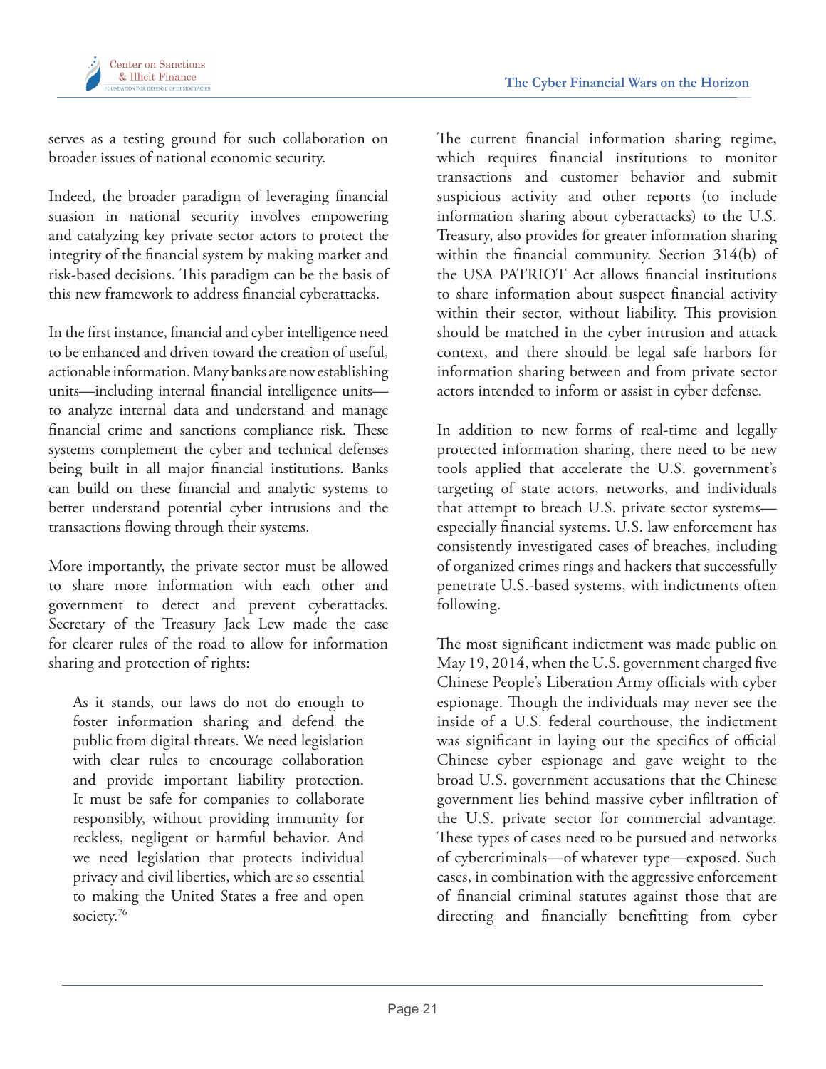serves as a testing ground for such collaboration on broader issues of national economic security.

Indeed, the broader paradigm of leveraging financial suasion in national security involves empowering and catalyzing key private sector actors to protect the integrity of the financial system by making market and risk-based decisions. This paradigm can be the basis of this new framework to address financial cyberattacks.

In the first instance, financial and cyber intelligence need to be enhanced and driven toward the creation of useful, actionable information. Many banks are now establishing units—including internal financial intelligence units—to analyze internal data and understand and manage financial crime and sanctions compliance risk. These systems complement the cyber and technical defenses being built in all major financial institutions. Banks can build on these financial and analytic systems to better understand potential cyber intrusions and the transactions flowing through their systems.

More importantly, the private sector must be allowed to share more information with each other and government to detect and prevent cyberattacks. Secretary of the Treasury Jack Lew made the case for clearer rules of the road to allow for information sharing and protection of rights:

> As it stands, our laws do not do enough to foster information sharing and defend the public from digital threats. We need legislation with clear rules to encourage collaboration and provide important liability protection. It must be safe for companies to collaborate responsibly, without providing immunity for reckless, negligent or harmful behavior. And we need legislation that protects individual privacy and civil liberties, which are so essential to making the United States a free and open society.[76]

The current financial information sharing regime, which requires financial institutions to monitor transactions and customer behavior and submit suspicious activity and other reports (to include information sharing about cyberattacks) to the U.S. Treasury, also provides for greater information sharing within the financial community. Section 314(b) of the USA PATRIOT Act allows financial institutions to share information about suspect financial activity within their sector, without liability. This provision should be matched in the cyber intrusion and attack context, and there should be legal safe harbors for information sharing between and from private sector actors intended to inform or assist in cyber defense.

In addition to new forms of real-time and legally protected information sharing, there need to be new tools applied that accelerate the U.S. government's targeting of state actors, networks, and individuals that attempt to breach U.S. private sector systems—especially financial systems. U.S. law enforcement has consistently investigated cases of breaches, including of organized crimes rings and hackers that successfully penetrate U.S.-based systems, with indictments often following.

The most significant indictment was made public on May 19, 2014, when the U.S. government charged five Chinese People's Liberation Army officials with cyber espionage. Though the individuals may never see the inside of a U.S. federal courthouse, the indictment was significant in laying out the specifics of official Chinese cyber espionage and gave weight to the broad U.S. government accusations that the Chinese government lies behind massive cyber infiltration of the U.S. private sector for commercial advantage. These types of cases need to be pursued and networks of cybercriminals—of whatever type—exposed. Such cases, in combination with the aggressive enforcement of financial criminal statutes against those that are directing and financially benefitting from cyber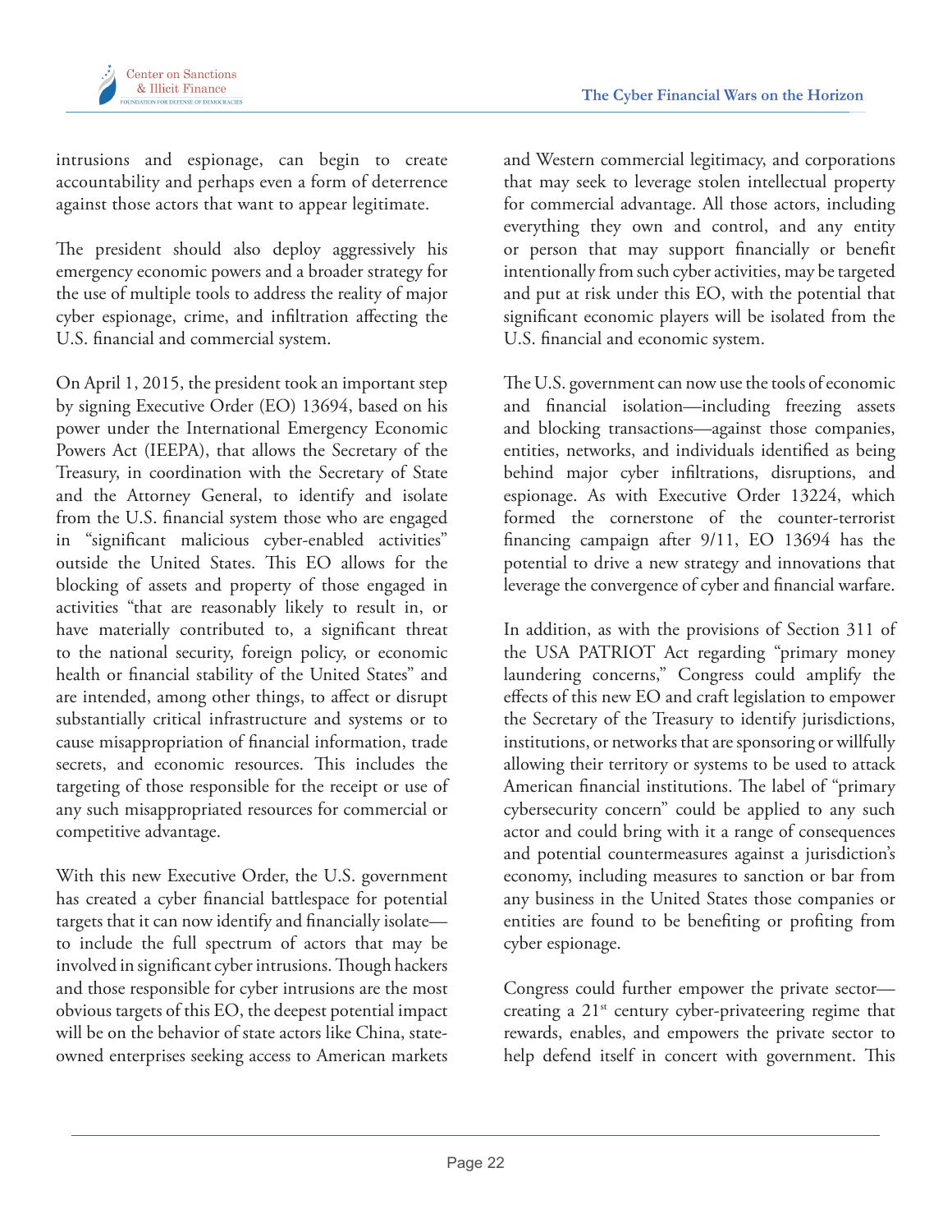intrusions and espionage, can begin to create accountability and perhaps even a form of deterrence against those actors that want to appear legitimate.

The president should also deploy aggressively his emergency economic powers and a broader strategy for the use of multiple tools to address the reality of major cyber espionage, crime, and infiltration affecting the U.S. financial and commercial system.

On April 1, 2015, the president took an important step by signing Executive Order (EO) 13694, based on his power under the International Emergency Economic Powers Act (IEEPA), that allows the Secretary of the Treasury, in coordination with the Secretary of State and the Attorney General, to identify and isolate from the U.S. financial system those who are engaged in "significant malicious cyber-enabled activities" outside the United States. This EO allows for the blocking of assets and property of those engaged in activities "that are reasonably likely to result in, or have materially contributed to, a significant threat to the national security, foreign policy, or economic health or financial stability of the United States" and are intended, among other things, to affect or disrupt substantially critical infrastructure and systems or to cause misappropriation of financial information, trade secrets, and economic resources. This includes the targeting of those responsible for the receipt or use of any such misappropriated resources for commercial or competitive advantage.

With this new Executive Order, the U.S. government has created a cyber financial battlespace for potential targets that it can now identify and financially isolate—to include the full spectrum of actors that may be involved in significant cyber intrusions. Though hackers and those responsible for cyber intrusions are the most obvious targets of this EO, the deepest potential impact will be on the behavior of state actors like China, state-owned enterprises seeking access to American markets and Western commercial legitimacy, and corporations that may seek to leverage stolen intellectual property for commercial advantage. All those actors, including everything they own and control, and any entity or person that may support financially or benefit intentionally from such cyber activities, may be targeted and put at risk under this EO, with the potential that significant economic players will be isolated from the U.S. financial and economic system.

The U.S. government can now use the tools of economic and financial isolation—including freezing assets and blocking transactions—against those companies, entities, networks, and individuals identified as being behind major cyber infiltrations, disruptions, and espionage. As with Executive Order 13224, which formed the cornerstone of the counter-terrorist financing campaign after 9/11, EO 13694 has the potential to drive a new strategy and innovations that leverage the convergence of cyber and financial warfare.

In addition, as with the provisions of Section 311 of the USA PATRIOT Act regarding "primary money laundering concerns," Congress could amplify the effects of this new EO and craft legislation to empower the Secretary of the Treasury to identify jurisdictions, institutions, or networks that are sponsoring or willfully allowing their territory or systems to be used to attack American financial institutions. The label of "primary cybersecurity concern" could be applied to any such actor and could bring with it a range of consequences and potential countermeasures against a jurisdiction's economy, including measures to sanction or bar from any business in the United States those companies or entities are found to be benefiting or profiting from cyber espionage.

Congress could further empower the private sector—creating a 21st century cyber-privateering regime that rewards, enables, and empowers the private sector to help defend itself in concert with government. This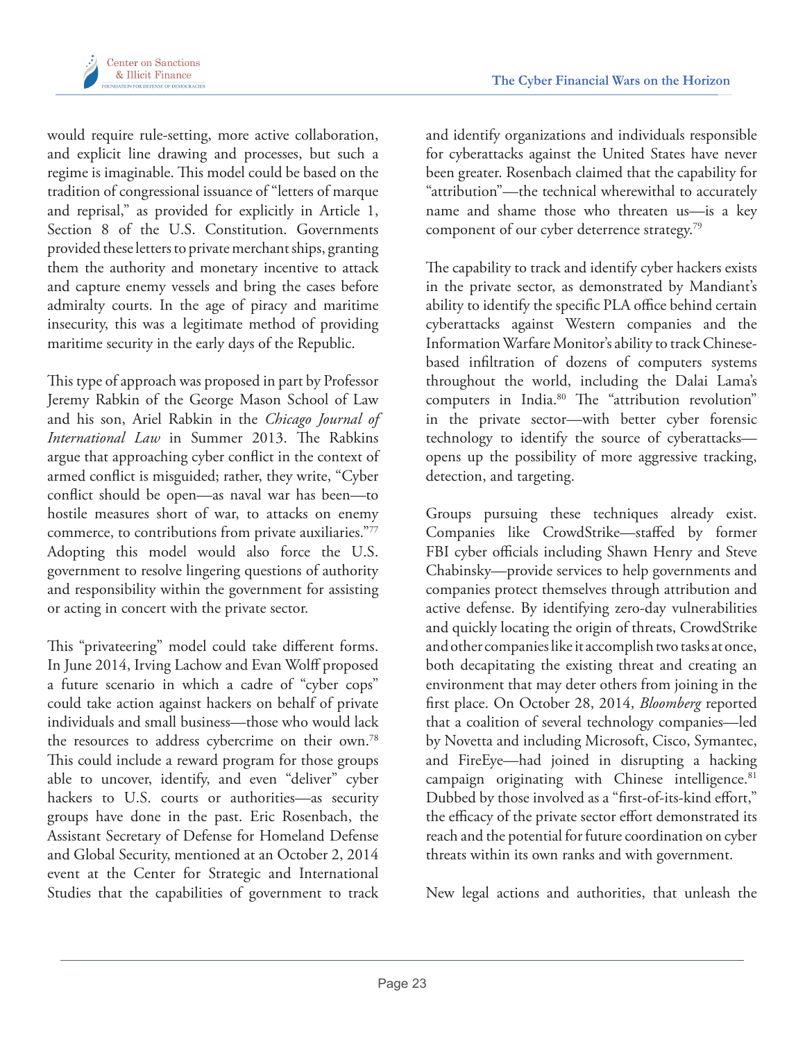would require rule-setting, more active collaboration, and explicit line drawing and processes, but such a regime is imaginable. This model could be based on the tradition of congressional issuance of "letters of marque and reprisal," as provided for explicitly in Article 1, Section 8 of the U.S. Constitution. Governments provided these letters to private merchant ships, granting them the authority and monetary incentive to attack and capture enemy vessels and bring the cases before admiralty courts. In the age of piracy and maritime insecurity, this was a legitimate method of providing maritime security in the early days of the Republic.

This type of approach was proposed in part by Professor Jeremy Rabkin of the George Mason School of Law and his son, Ariel Rabkin in the *Chicago Journal of International Law* in Summer 2013. The Rabkins argue that approaching cyber conflict in the context of armed conflict is misguided; rather, they write, "Cyber conflict should be open—as naval war has been—to hostile measures short of war, to attacks on enemy commerce, to contributions from private auxiliaries."[77] Adopting this model would also force the U.S. government to resolve lingering questions of authority and responsibility within the government for assisting or acting in concert with the private sector.

This "privateering" model could take different forms. In June 2014, Irving Lachow and Evan Wolff proposed a future scenario in which a cadre of "cyber cops" could take action against hackers on behalf of private individuals and small business—those who would lack the resources to address cybercrime on their own.[78] This could include a reward program for those groups able to uncover, identify, and even "deliver" cyber hackers to U.S. courts or authorities—as security groups have done in the past. Eric Rosenbach, the Assistant Secretary of Defense for Homeland Defense and Global Security, mentioned at an October 2, 2014 event at the Center for Strategic and International Studies that the capabilities of government to track and identify organizations and individuals responsible for cyberattacks against the United States have never been greater. Rosenbach claimed that the capability for "attribution"—the technical wherewithal to accurately name and shame those who threaten us—is a key component of our cyber deterrence strategy.[79]

The capability to track and identify cyber hackers exists in the private sector, as demonstrated by Mandiant's ability to identify the specific PLA office behind certain cyberattacks against Western companies and the Information Warfare Monitor's ability to track Chinese-based infiltration of dozens of computers systems throughout the world, including the Dalai Lama's computers in India.[80] The "attribution revolution" in the private sector—with better cyber forensic technology to identify the source of cyberattacks—opens up the possibility of more aggressive tracking, detection, and targeting.

Groups pursuing these techniques already exist. Companies like CrowdStrike—staffed by former FBI cyber officials including Shawn Henry and Steve Chabinsky—provide services to help governments and companies protect themselves through attribution and active defense. By identifying zero-day vulnerabilities and quickly locating the origin of threats, CrowdStrike and other companies like it accomplish two tasks at once, both decapitating the existing threat and creating an environment that may deter others from joining in the first place. On October 28, 2014, *Bloomberg* reported that a coalition of several technology companies—led by Novetta and including Microsoft, Cisco, Symantec, and FireEye—had joined in disrupting a hacking campaign originating with Chinese intelligence.[81] Dubbed by those involved as a "first-of-its-kind effort," the efficacy of the private sector effort demonstrated its reach and the potential for future coordination on cyber threats within its own ranks and with government.

New legal actions and authorities, that unleash the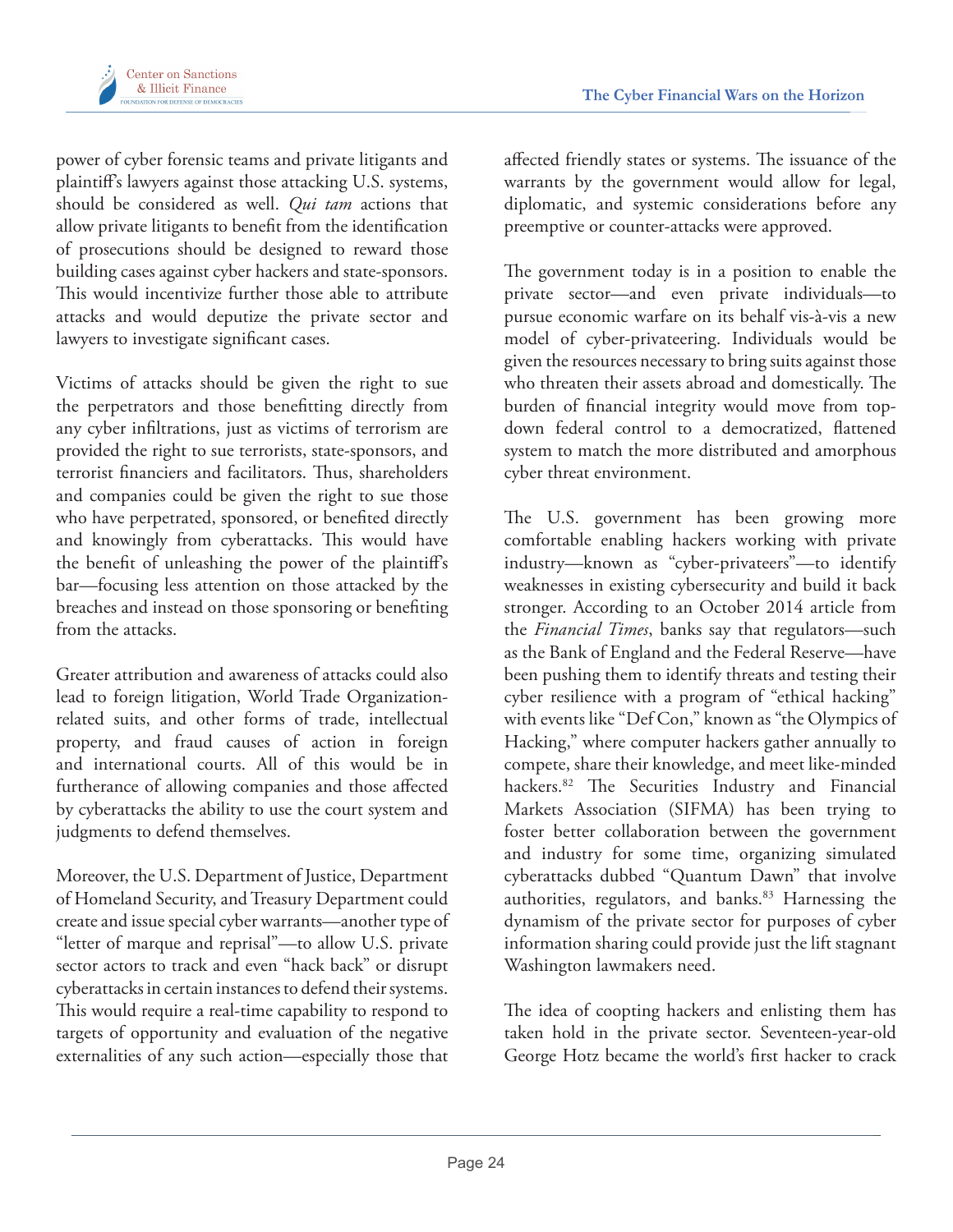power of cyber forensic teams and private litigants and plaintiff's lawyers against those attacking U.S. systems, should be considered as well. *Qui tam* actions that allow private litigants to benefit from the identification of prosecutions should be designed to reward those building cases against cyber hackers and state-sponsors. This would incentivize further those able to attribute attacks and would deputize the private sector and lawyers to investigate significant cases.

Victims of attacks should be given the right to sue the perpetrators and those benefitting directly from any cyber infiltrations, just as victims of terrorism are provided the right to sue terrorists, state-sponsors, and terrorist financiers and facilitators. Thus, shareholders and companies could be given the right to sue those who have perpetrated, sponsored, or benefited directly and knowingly from cyberattacks. This would have the benefit of unleashing the power of the plaintiff's bar—focusing less attention on those attacked by the breaches and instead on those sponsoring or benefiting from the attacks.

Greater attribution and awareness of attacks could also lead to foreign litigation, World Trade Organization-related suits, and other forms of trade, intellectual property, and fraud causes of action in foreign and international courts. All of this would be in furtherance of allowing companies and those affected by cyberattacks the ability to use the court system and judgments to defend themselves.

Moreover, the U.S. Department of Justice, Department of Homeland Security, and Treasury Department could create and issue special cyber warrants—another type of "letter of marque and reprisal"—to allow U.S. private sector actors to track and even "hack back" or disrupt cyberattacks in certain instances to defend their systems. This would require a real-time capability to respond to targets of opportunity and evaluation of the negative externalities of any such action—especially those that affected friendly states or systems. The issuance of the warrants by the government would allow for legal, diplomatic, and systemic considerations before any preemptive or counter-attacks were approved.

The government today is in a position to enable the private sector—and even private individuals—to pursue economic warfare on its behalf vis-à-vis a new model of cyber-privateering. Individuals would be given the resources necessary to bring suits against those who threaten their assets abroad and domestically. The burden of financial integrity would move from top-down federal control to a democratized, flattened system to match the more distributed and amorphous cyber threat environment.

The U.S. government has been growing more comfortable enabling hackers working with private industry—known as "cyber-privateers"—to identify weaknesses in existing cybersecurity and build it back stronger. According to an October 2014 article from the *Financial Times*, banks say that regulators—such as the Bank of England and the Federal Reserve—have been pushing them to identify threats and testing their cyber resilience with a program of "ethical hacking" with events like "Def Con," known as "the Olympics of Hacking," where computer hackers gather annually to compete, share their knowledge, and meet like-minded hackers.[82] The Securities Industry and Financial Markets Association (SIFMA) has been trying to foster better collaboration between the government and industry for some time, organizing simulated cyberattacks dubbed "Quantum Dawn" that involve authorities, regulators, and banks.[83] Harnessing the dynamism of the private sector for purposes of cyber information sharing could provide just the lift stagnant Washington lawmakers need.

The idea of coopting hackers and enlisting them has taken hold in the private sector. Seventeen-year-old George Hotz became the world's first hacker to crack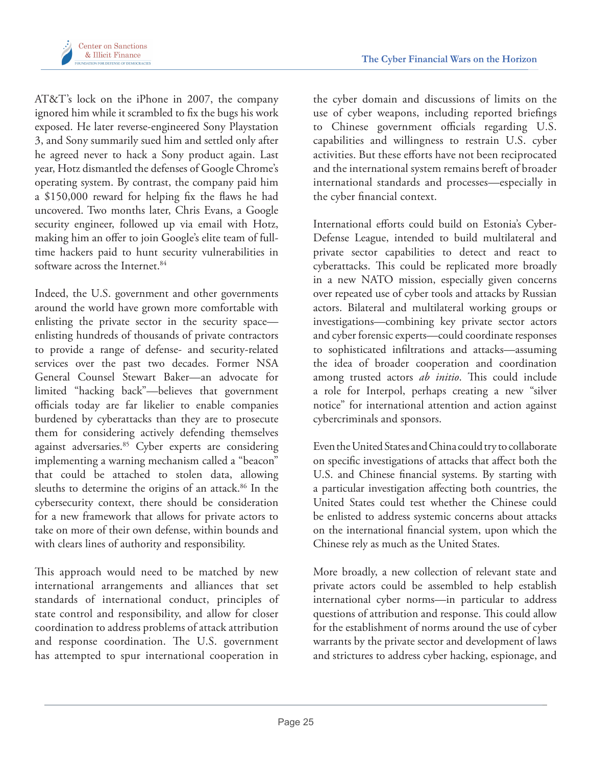AT&T's lock on the iPhone in 2007, the company ignored him while it scrambled to fix the bugs his work exposed. He later reverse-engineered Sony Playstation 3, and Sony summarily sued him and settled only after he agreed never to hack a Sony product again. Last year, Hotz dismantled the defenses of Google Chrome's operating system. By contrast, the company paid him a $150,000 reward for helping fix the flaws he had uncovered. Two months later, Chris Evans, a Google security engineer, followed up via email with Hotz, making him an offer to join Google's elite team of full-time hackers paid to hunt security vulnerabilities in software across the Internet.[84]

Indeed, the U.S. government and other governments around the world have grown more comfortable with enlisting the private sector in the security space—enlisting hundreds of thousands of private contractors to provide a range of defense- and security-related services over the past two decades. Former NSA General Counsel Stewart Baker—an advocate for limited "hacking back"—believes that government officials today are far likelier to enable companies burdened by cyberattacks than they are to prosecute them for considering actively defending themselves against adversaries.[85] Cyber experts are considering implementing a warning mechanism called a "beacon" that could be attached to stolen data, allowing sleuths to determine the origins of an attack.[86] In the cybersecurity context, there should be consideration for a new framework that allows for private actors to take on more of their own defense, within bounds and with clears lines of authority and responsibility.

This approach would need to be matched by new international arrangements and alliances that set standards of international conduct, principles of state control and responsibility, and allow for closer coordination to address problems of attack attribution and response coordination. The U.S. government has attempted to spur international cooperation in the cyber domain and discussions of limits on the use of cyber weapons, including reported briefings to Chinese government officials regarding U.S. capabilities and willingness to restrain U.S. cyber activities. But these efforts have not been reciprocated and the international system remains bereft of broader international standards and processes—especially in the cyber financial context.

International efforts could build on Estonia's Cyber-Defense League, intended to build multilateral and private sector capabilities to detect and react to cyberattacks. This could be replicated more broadly in a new NATO mission, especially given concerns over repeated use of cyber tools and attacks by Russian actors. Bilateral and multilateral working groups or investigations—combining key private sector actors and cyber forensic experts—could coordinate responses to sophisticated infiltrations and attacks—assuming the idea of broader cooperation and coordination among trusted actors *ab initio*. This could include a role for Interpol, perhaps creating a new "silver notice" for international attention and action against cybercriminals and sponsors.

Even the United States and China could try to collaborate on specific investigations of attacks that affect both the U.S. and Chinese financial systems. By starting with a particular investigation affecting both countries, the United States could test whether the Chinese could be enlisted to address systemic concerns about attacks on the international financial system, upon which the Chinese rely as much as the United States.

More broadly, a new collection of relevant state and private actors could be assembled to help establish international cyber norms—in particular to address questions of attribution and response. This could allow for the establishment of norms around the use of cyber warrants by the private sector and development of laws and strictures to address cyber hacking, espionage, and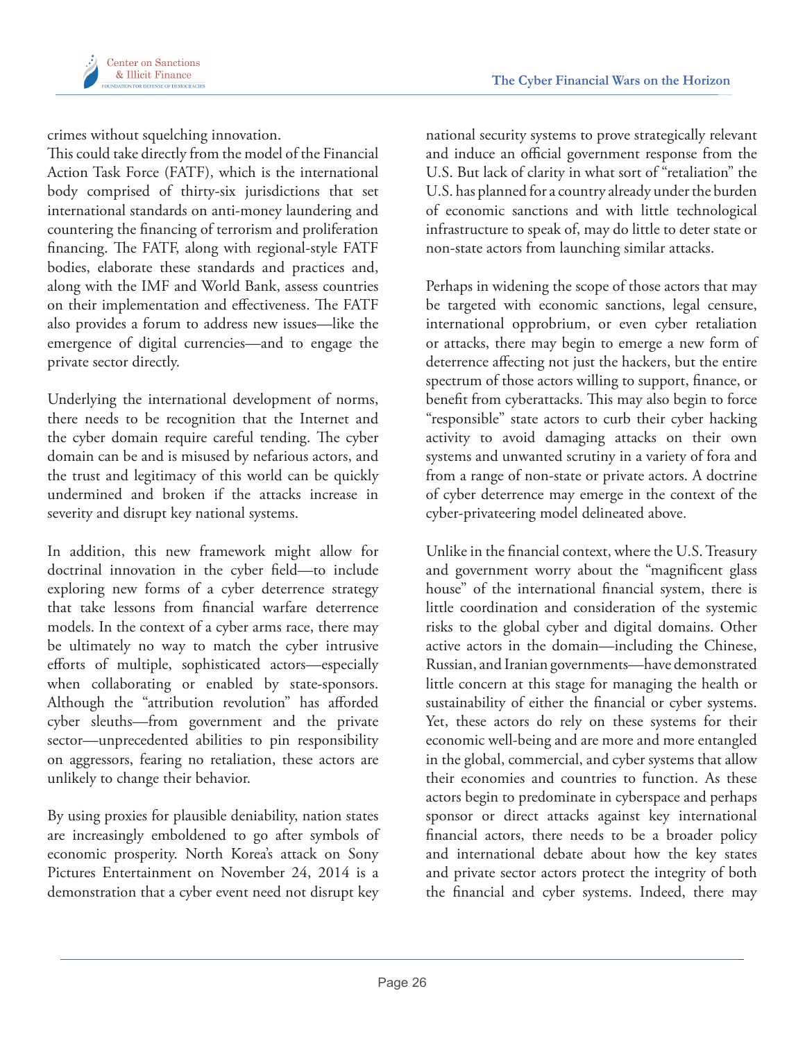crimes without squelching innovation.

This could take directly from the model of the Financial Action Task Force (FATF), which is the international body comprised of thirty-six jurisdictions that set international standards on anti-money laundering and countering the financing of terrorism and proliferation financing. The FATF, along with regional-style FATF bodies, elaborate these standards and practices and, along with the IMF and World Bank, assess countries on their implementation and effectiveness. The FATF also provides a forum to address new issues—like the emergence of digital currencies—and to engage the private sector directly.

Underlying the international development of norms, there needs to be recognition that the Internet and the cyber domain require careful tending. The cyber domain can be and is misused by nefarious actors, and the trust and legitimacy of this world can be quickly undermined and broken if the attacks increase in severity and disrupt key national systems.

In addition, this new framework might allow for doctrinal innovation in the cyber field—to include exploring new forms of a cyber deterrence strategy that take lessons from financial warfare deterrence models. In the context of a cyber arms race, there may be ultimately no way to match the cyber intrusive efforts of multiple, sophisticated actors—especially when collaborating or enabled by state-sponsors. Although the "attribution revolution" has afforded cyber sleuths—from government and the private sector—unprecedented abilities to pin responsibility on aggressors, fearing no retaliation, these actors are unlikely to change their behavior.

By using proxies for plausible deniability, nation states are increasingly emboldened to go after symbols of economic prosperity. North Korea's attack on Sony Pictures Entertainment on November 24, 2014 is a demonstration that a cyber event need not disrupt key national security systems to prove strategically relevant and induce an official government response from the U.S. But lack of clarity in what sort of "retaliation" the U.S. has planned for a country already under the burden of economic sanctions and with little technological infrastructure to speak of, may do little to deter state or non-state actors from launching similar attacks.

Perhaps in widening the scope of those actors that may be targeted with economic sanctions, legal censure, international opprobrium, or even cyber retaliation or attacks, there may begin to emerge a new form of deterrence affecting not just the hackers, but the entire spectrum of those actors willing to support, finance, or benefit from cyberattacks. This may also begin to force "responsible" state actors to curb their cyber hacking activity to avoid damaging attacks on their own systems and unwanted scrutiny in a variety of fora and from a range of non-state or private actors. A doctrine of cyber deterrence may emerge in the context of the cyber-privateering model delineated above.

Unlike in the financial context, where the U.S. Treasury and government worry about the "magnificent glass house" of the international financial system, there is little coordination and consideration of the systemic risks to the global cyber and digital domains. Other active actors in the domain—including the Chinese, Russian, and Iranian governments—have demonstrated little concern at this stage for managing the health or sustainability of either the financial or cyber systems. Yet, these actors do rely on these systems for their economic well-being and are more and more entangled in the global, commercial, and cyber systems that allow their economies and countries to function. As these actors begin to predominate in cyberspace and perhaps sponsor or direct attacks against key international financial actors, there needs to be a broader policy and international debate about how the key states and private sector actors protect the integrity of both the financial and cyber systems. Indeed, there may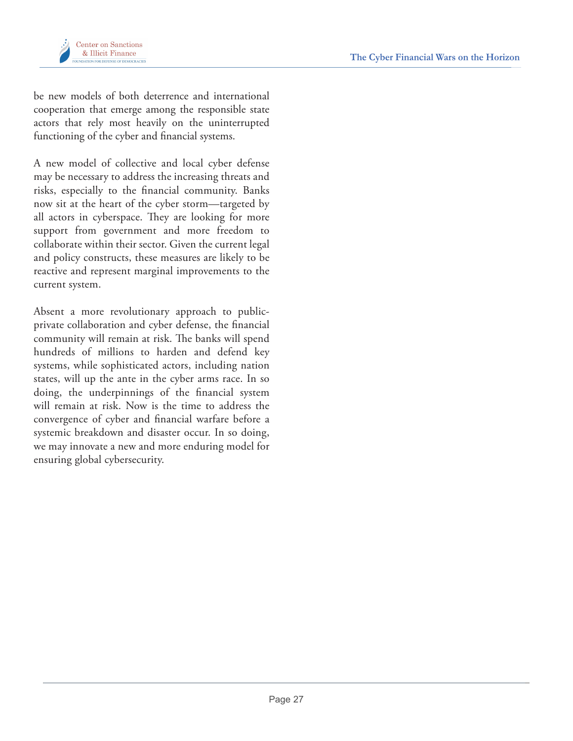be new models of both deterrence and international cooperation that emerge among the responsible state actors that rely most heavily on the uninterrupted functioning of the cyber and financial systems.

A new model of collective and local cyber defense may be necessary to address the increasing threats and risks, especially to the financial community. Banks now sit at the heart of the cyber storm—targeted by all actors in cyberspace. They are looking for more support from government and more freedom to collaborate within their sector. Given the current legal and policy constructs, these measures are likely to be reactive and represent marginal improvements to the current system.

Absent a more revolutionary approach to public-private collaboration and cyber defense, the financial community will remain at risk. The banks will spend hundreds of millions to harden and defend key systems, while sophisticated actors, including nation states, will up the ante in the cyber arms race. In so doing, the underpinnings of the financial system will remain at risk. Now is the time to address the convergence of cyber and financial warfare before a systemic breakdown and disaster occur. In so doing, we may innovate a new and more enduring model for ensuring global cybersecurity.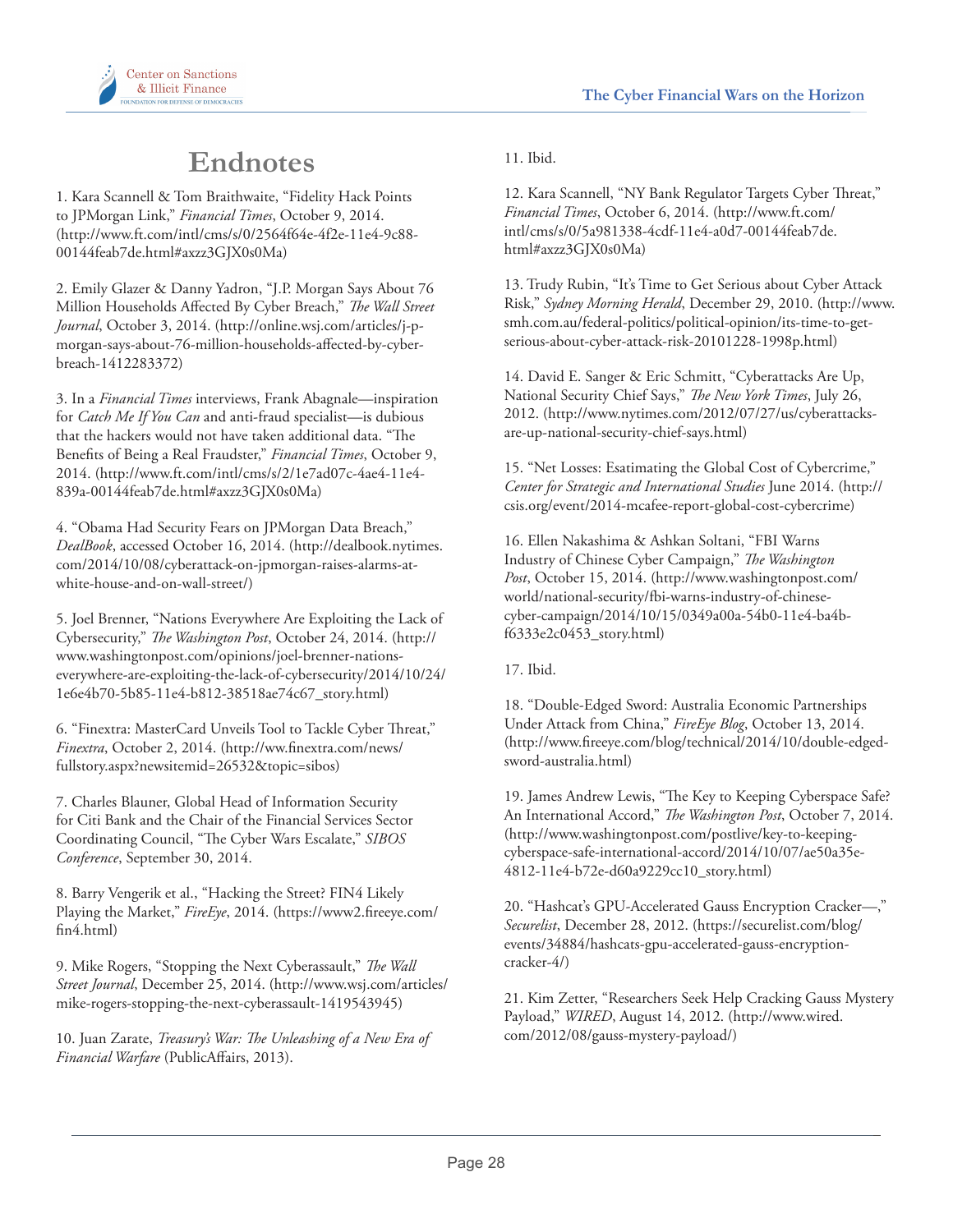# Endnotes

1. Kara Scannell & Tom Braithwaite, "Fidelity Hack Points to JPMorgan Link," *Financial Times*, October 9, 2014. (http://www.ft.com/intl/cms/s/0/2564f64e-4f2e-11e4-9c88-00144feab7de.html#axzz3GJX0s0Ma)

2. Emily Glazer & Danny Yadron, "J.P. Morgan Says About 76 Million Households Affected By Cyber Breach," *The Wall Street Journal*, October 3, 2014. (http://online.wsj.com/articles/j-p-morgan-says-about-76-million-households-affected-by-cyber-breach-1412283372)

3. In a *Financial Times* interviews, Frank Abagnale—inspiration for *Catch Me If You Can* and anti-fraud specialist—is dubious that the hackers would not have taken additional data. "The Benefits of Being a Real Fraudster," *Financial Times*, October 9, 2014. (http://www.ft.com/intl/cms/s/2/1e7ad07c-4ae4-11e4-839a-00144feab7de.html#axzz3GJX0s0Ma)

4. "Obama Had Security Fears on JPMorgan Data Breach," *DealBook*, accessed October 16, 2014. (http://dealbook.nytimes.com/2014/10/08/cyberattack-on-jpmorgan-raises-alarms-at-white-house-and-on-wall-street/)

5. Joel Brenner, "Nations Everywhere Are Exploiting the Lack of Cybersecurity," *The Washington Post*, October 24, 2014. (http://www.washingtonpost.com/opinions/joel-brenner-nations-everywhere-are-exploiting-the-lack-of-cybersecurity/2014/10/24/1e6e4b70-5b85-11e4-b812-38518ae74c67_story.html)

6. "Finextra: MasterCard Unveils Tool to Tackle Cyber Threat," *Finextra*, October 2, 2014. (http://ww.finextra.com/news/fullstory.aspx?newsitemid=26532&topic=sibos)

7. Charles Blauner, Global Head of Information Security for Citi Bank and the Chair of the Financial Services Sector Coordinating Council, "The Cyber Wars Escalate," *SIBOS Conference*, September 30, 2014.

8. Barry Vengerik et al., "Hacking the Street? FIN4 Likely Playing the Market," *FireEye*, 2014. (https://www2.fireeye.com/fin4.html)

9. Mike Rogers, "Stopping the Next Cyberassault," *The Wall Street Journal*, December 25, 2014. (http://www.wsj.com/articles/mike-rogers-stopping-the-next-cyberassault-1419543945)

10. Juan Zarate, *Treasury's War: The Unleashing of a New Era of Financial Warfare* (PublicAffairs, 2013).

11. Ibid.

12. Kara Scannell, "NY Bank Regulator Targets Cyber Threat," *Financial Times*, October 6, 2014. (http://www.ft.com/intl/cms/s/0/5a981338-4cdf-11e4-a0d7-00144feab7de.html#axzz3GJX0s0Ma)

13. Trudy Rubin, "It's Time to Get Serious about Cyber Attack Risk," *Sydney Morning Herald*, December 29, 2010. (http://www.smh.com.au/federal-politics/political-opinion/its-time-to-get-serious-about-cyber-attack-risk-20101228-1998p.html)

14. David E. Sanger & Eric Schmitt, "Cyberattacks Are Up, National Security Chief Says," *The New York Times*, July 26, 2012. (http://www.nytimes.com/2012/07/27/us/cyberattacks-are-up-national-security-chief-says.html)

15. "Net Losses: Esatimating the Global Cost of Cybercrime," *Center for Strategic and International Studies* June 2014. (http://csis.org/event/2014-mcafee-report-global-cost-cybercrime)

16. Ellen Nakashima & Ashkan Soltani, "FBI Warns Industry of Chinese Cyber Campaign," *The Washington Post*, October 15, 2014. (http://www.washingtonpost.com/world/national-security/fbi-warns-industry-of-chinese-cyber-campaign/2014/10/15/0349a00a-54b0-11e4-ba4b-f6333e2c0453_story.html)

17. Ibid.

18. "Double-Edged Sword: Australia Economic Partnerships Under Attack from China," *FireEye Blog*, October 13, 2014. (http://www.fireeye.com/blog/technical/2014/10/double-edged-sword-australia.html)

19. James Andrew Lewis, "The Key to Keeping Cyberspace Safe? An International Accord," *The Washington Post*, October 7, 2014. (http://www.washingtonpost.com/postlive/key-to-keeping-cyberspace-safe-international-accord/2014/10/07/ae50a35e-4812-11e4-b72e-d60a9229cc10_story.html)

20. "Hashcat's GPU-Accelerated Gauss Encryption Cracker—," *Securelist*, December 28, 2012. (https://securelist.com/blog/events/34884/hashcats-gpu-accelerated-gauss-encryption-cracker-4/)

21. Kim Zetter, "Researchers Seek Help Cracking Gauss Mystery Payload," *WIRED*, August 14, 2012. (http://www.wired.com/2012/08/gauss-mystery-payload/)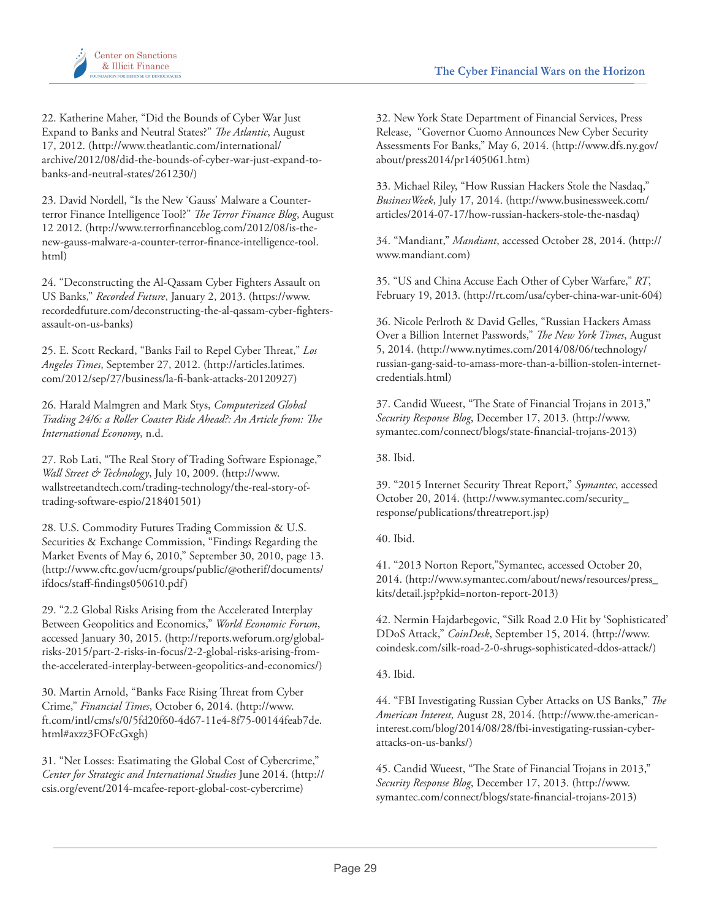22. Katherine Maher, "Did the Bounds of Cyber War Just Expand to Banks and Neutral States?" *The Atlantic*, August 17, 2012. (http://www.theatlantic.com/international/archive/2012/08/did-the-bounds-of-cyber-war-just-expand-to-banks-and-neutral-states/261230/)

23. David Nordell, "Is the New 'Gauss' Malware a Counter-terror Finance Intelligence Tool?" *The Terror Finance Blog*, August 12 2012. (http://www.terrorfinanceblog.com/2012/08/is-the-new-gauss-malware-a-counter-terror-finance-intelligence-tool.html)

24. "Deconstructing the Al-Qassam Cyber Fighters Assault on US Banks," *Recorded Future*, January 2, 2013. (https://www.recordedfuture.com/deconstructing-the-al-qassam-cyber-fighters-assault-on-us-banks)

25. E. Scott Reckard, "Banks Fail to Repel Cyber Threat," *Los Angeles Times*, September 27, 2012. (http://articles.latimes.com/2012/sep/27/business/la-fi-bank-attacks-20120927)

26. Harald Malmgren and Mark Stys, *Computerized Global Trading 24/6: a Roller Coaster Ride Ahead?: An Article from: The International Economy*, n.d.

27. Rob Lati, "The Real Story of Trading Software Espionage," *Wall Street & Technology*, July 10, 2009. (http://www.wallstreetandtech.com/trading-technology/the-real-story-of-trading-software-espio/218401501)

28. U.S. Commodity Futures Trading Commission & U.S. Securities & Exchange Commission, "Findings Regarding the Market Events of May 6, 2010," September 30, 2010, page 13. (http://www.cftc.gov/ucm/groups/public/@otherif/documents/ifdocs/staff-findings050610.pdf)

29. "2.2 Global Risks Arising from the Accelerated Interplay Between Geopolitics and Economics," *World Economic Forum*, accessed January 30, 2015. (http://reports.weforum.org/global-risks-2015/part-2-risks-in-focus/2-2-global-risks-arising-from-the-accelerated-interplay-between-geopolitics-and-economics/)

30. Martin Arnold, "Banks Face Rising Threat from Cyber Crime," *Financial Times*, October 6, 2014. (http://www.ft.com/intl/cms/s/0/5fd20f60-4d67-11e4-8f75-00144feab7de.html#axzz3FOFcGxgh)

31. "Net Losses: Esatimating the Global Cost of Cybercrime," *Center for Strategic and International Studies* June 2014. (http://csis.org/event/2014-mcafee-report-global-cost-cybercrime)

32. New York State Department of Financial Services, Press Release, "Governor Cuomo Announces New Cyber Security Assessments For Banks," May 6, 2014. (http://www.dfs.ny.gov/about/press2014/pr1405061.htm)

33. Michael Riley, "How Russian Hackers Stole the Nasdaq," *BusinessWeek*, July 17, 2014. (http://www.businessweek.com/articles/2014-07-17/how-russian-hackers-stole-the-nasdaq)

34. "Mandiant," *Mandiant*, accessed October 28, 2014. (http://www.mandiant.com)

35. "US and China Accuse Each Other of Cyber Warfare," *RT*, February 19, 2013. (http://rt.com/usa/cyber-china-war-unit-604)

36. Nicole Perlroth & David Gelles, "Russian Hackers Amass Over a Billion Internet Passwords," *The New York Times*, August 5, 2014. (http://www.nytimes.com/2014/08/06/technology/russian-gang-said-to-amass-more-than-a-billion-stolen-internet-credentials.html)

37. Candid Wueest, "The State of Financial Trojans in 2013," *Security Response Blog*, December 17, 2013. (http://www.symantec.com/connect/blogs/state-financial-trojans-2013)

38. Ibid.

39. "2015 Internet Security Threat Report," *Symantec*, accessed October 20, 2014. (http://www.symantec.com/security_response/publications/threatreport.jsp)

40. Ibid.

41. "2013 Norton Report,"Symantec, accessed October 20, 2014. (http://www.symantec.com/about/news/resources/press_kits/detail.jsp?pkid=norton-report-2013)

42. Nermin Hajdarbegovic, "Silk Road 2.0 Hit by 'Sophisticated' DDoS Attack," *CoinDesk*, September 15, 2014. (http://www.coindesk.com/silk-road-2-0-shrugs-sophisticated-ddos-attack/)

43. Ibid.

44. "FBI Investigating Russian Cyber Attacks on US Banks," *The American Interest,* August 28, 2014. (http://www.the-american-interest.com/blog/2014/08/28/fbi-investigating-russian-cyber-attacks-on-us-banks/)

45. Candid Wueest, "The State of Financial Trojans in 2013," *Security Response Blog*, December 17, 2013. (http://www.symantec.com/connect/blogs/state-financial-trojans-2013)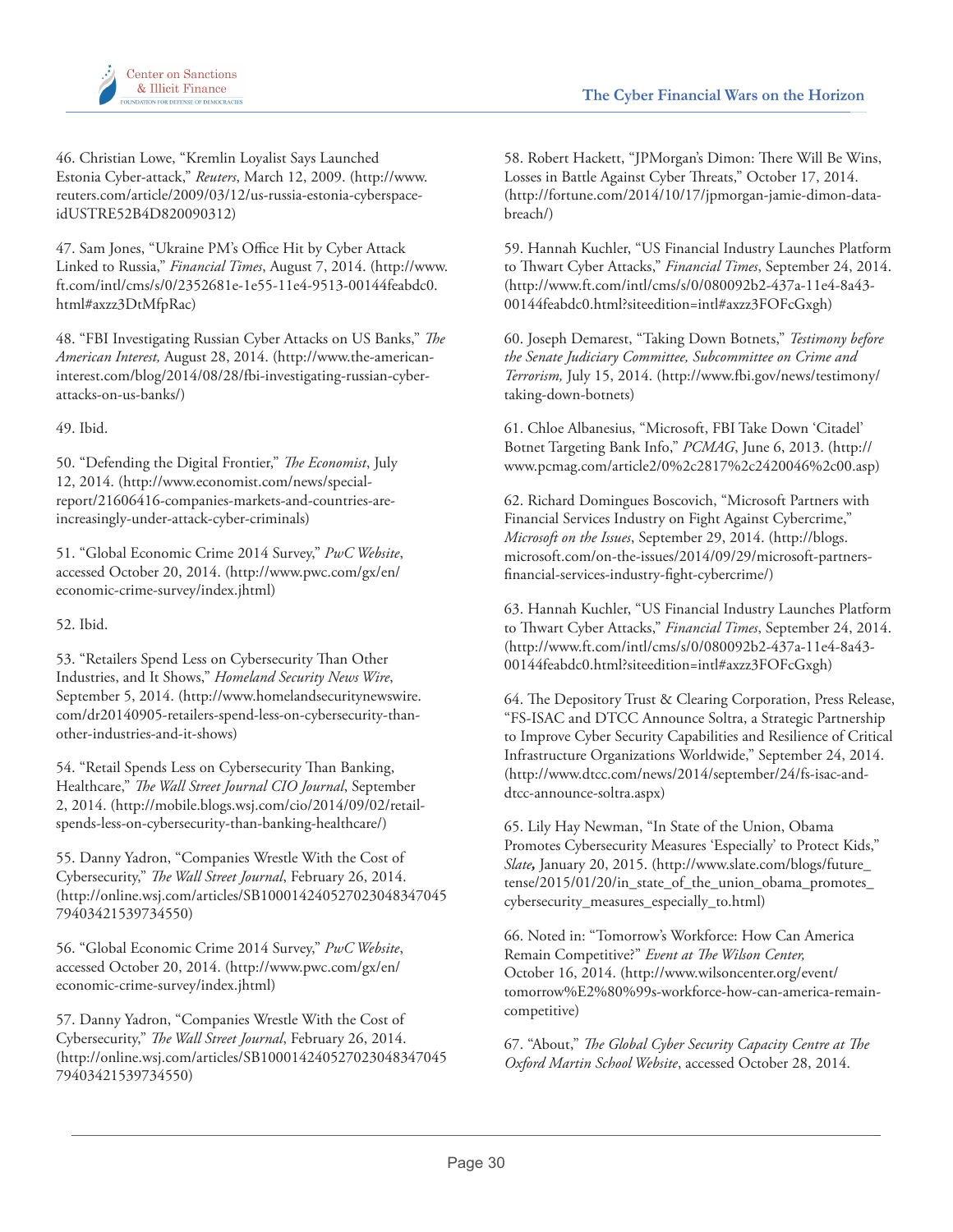46. Christian Lowe, "Kremlin Loyalist Says Launched Estonia Cyber-attack," *Reuters*, March 12, 2009. (http://www.reuters.com/article/2009/03/12/us-russia-estonia-cyberspace-idUSTRE52B4D820090312)

47. Sam Jones, "Ukraine PM's Office Hit by Cyber Attack Linked to Russia," *Financial Times*, August 7, 2014. (http://www.ft.com/intl/cms/s/0/2352681e-1e55-11e4-9513-00144feabdc0.html#axzz3DtMfpRac)

48. "FBI Investigating Russian Cyber Attacks on US Banks," *The American Interest,* August 28, 2014. (http://www.the-american-interest.com/blog/2014/08/28/fbi-investigating-russian-cyber-attacks-on-us-banks/)

49. Ibid.

50. "Defending the Digital Frontier," *The Economist*, July 12, 2014. (http://www.economist.com/news/special-report/21606416-companies-markets-and-countries-are-increasingly-under-attack-cyber-criminals)

51. "Global Economic Crime 2014 Survey," *PwC Website*, accessed October 20, 2014. (http://www.pwc.com/gx/en/economic-crime-survey/index.jhtml)

52. Ibid.

53. "Retailers Spend Less on Cybersecurity Than Other Industries, and It Shows," *Homeland Security News Wire*, September 5, 2014. (http://www.homelandsecuritynewswire.com/dr20140905-retailers-spend-less-on-cybersecurity-than-other-industries-and-it-shows)

54. "Retail Spends Less on Cybersecurity Than Banking, Healthcare," *The Wall Street Journal CIO Journal*, September 2, 2014. (http://mobile.blogs.wsj.com/cio/2014/09/02/retail-spends-less-on-cybersecurity-than-banking-healthcare/)

55. Danny Yadron, "Companies Wrestle With the Cost of Cybersecurity," *The Wall Street Journal*, February 26, 2014. (http://online.wsj.com/articles/SB10001424052702304834704579403421539734550)

56. "Global Economic Crime 2014 Survey," *PwC Website*, accessed October 20, 2014. (http://www.pwc.com/gx/en/economic-crime-survey/index.jhtml)

57. Danny Yadron, "Companies Wrestle With the Cost of Cybersecurity," *The Wall Street Journal*, February 26, 2014. (http://online.wsj.com/articles/SB10001424052702304834704579403421539734550)

58. Robert Hackett, "JPMorgan's Dimon: There Will Be Wins, Losses in Battle Against Cyber Threats," October 17, 2014. (http://fortune.com/2014/10/17/jpmorgan-jamie-dimon-data-breach/)

59. Hannah Kuchler, "US Financial Industry Launches Platform to Thwart Cyber Attacks," *Financial Times*, September 24, 2014. (http://www.ft.com/intl/cms/s/0/080092b2-437a-11e4-8a43-00144feabdc0.html?siteedition=intl#axzz3FOFcGxgh)

60. Joseph Demarest, "Taking Down Botnets," *Testimony before the Senate Judiciary Committee, Subcommittee on Crime and Terrorism,* July 15, 2014. (http://www.fbi.gov/news/testimony/taking-down-botnets)

61. Chloe Albanesius, "Microsoft, FBI Take Down 'Citadel' Botnet Targeting Bank Info," *PCMAG*, June 6, 2013. (http://www.pcmag.com/article2/0%2c2817%2c2420046%2c00.asp)

62. Richard Domingues Boscovich, "Microsoft Partners with Financial Services Industry on Fight Against Cybercrime," *Microsoft on the Issues*, September 29, 2014. (http://blogs.microsoft.com/on-the-issues/2014/09/29/microsoft-partners-financial-services-industry-fight-cybercrime/)

63. Hannah Kuchler, "US Financial Industry Launches Platform to Thwart Cyber Attacks," *Financial Times*, September 24, 2014. (http://www.ft.com/intl/cms/s/0/080092b2-437a-11e4-8a43-00144feabdc0.html?siteedition=intl#axzz3FOFcGxgh)

64. The Depository Trust & Clearing Corporation, Press Release, "FS-ISAC and DTCC Announce Soltra, a Strategic Partnership to Improve Cyber Security Capabilities and Resilience of Critical Infrastructure Organizations Worldwide," September 24, 2014. (http://www.dtcc.com/news/2014/september/24/fs-isac-and-dtcc-announce-soltra.aspx)

65. Lily Hay Newman, "In State of the Union, Obama Promotes Cybersecurity Measures 'Especially' to Protect Kids," *Slate,* January 20, 2015. (http://www.slate.com/blogs/future_tense/2015/01/20/in_state_of_the_union_obama_promotes_cybersecurity_measures_especially_to.html)

66. Noted in: "Tomorrow's Workforce: How Can America Remain Competitive?" *Event at The Wilson Center,* October 16, 2014. (http://www.wilsoncenter.org/event/tomorrow%E2%80%99s-workforce-how-can-america-remain-competitive)

67. "About," *The Global Cyber Security Capacity Centre at The Oxford Martin School Website*, accessed October 28, 2014.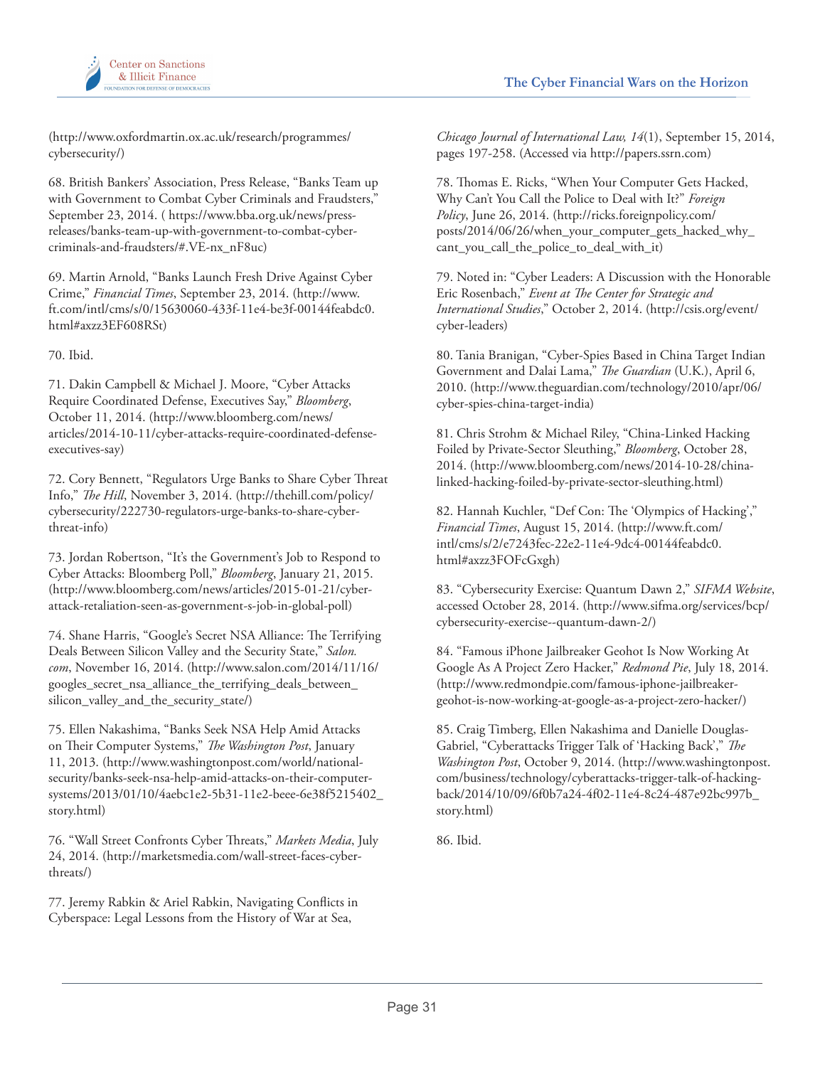(http://www.oxfordmartin.ox.ac.uk/research/programmes/cybersecurity/)

68. British Bankers' Association, Press Release, "Banks Team up with Government to Combat Cyber Criminals and Fraudsters," September 23, 2014. ( https://www.bba.org.uk/news/press-releases/banks-team-up-with-government-to-combat-cyber-criminals-and-fraudsters/#.VE-nx_nF8uc)

69. Martin Arnold, "Banks Launch Fresh Drive Against Cyber Crime," *Financial Times*, September 23, 2014. (http://www.ft.com/intl/cms/s/0/15630060-433f-11e4-be3f-00144feabdc0.html#axzz3EF608RSt)

70. Ibid.

71. Dakin Campbell & Michael J. Moore, "Cyber Attacks Require Coordinated Defense, Executives Say," *Bloomberg*, October 11, 2014. (http://www.bloomberg.com/news/articles/2014-10-11/cyber-attacks-require-coordinated-defense-executives-say)

72. Cory Bennett, "Regulators Urge Banks to Share Cyber Threat Info," *The Hill*, November 3, 2014. (http://thehill.com/policy/cybersecurity/222730-regulators-urge-banks-to-share-cyber-threat-info)

73. Jordan Robertson, "It's the Government's Job to Respond to Cyber Attacks: Bloomberg Poll," *Bloomberg*, January 21, 2015. (http://www.bloomberg.com/news/articles/2015-01-21/cyber-attack-retaliation-seen-as-government-s-job-in-global-poll)

74. Shane Harris, "Google's Secret NSA Alliance: The Terrifying Deals Between Silicon Valley and the Security State," *Salon.com*, November 16, 2014. (http://www.salon.com/2014/11/16/googles_secret_nsa_alliance_the_terrifying_deals_between_silicon_valley_and_the_security_state/)

75. Ellen Nakashima, "Banks Seek NSA Help Amid Attacks on Their Computer Systems," *The Washington Post*, January 11, 2013. (http://www.washingtonpost.com/world/national-security/banks-seek-nsa-help-amid-attacks-on-their-computer-systems/2013/01/10/4aebc1e2-5b31-11e2-beee-6e38f5215402_story.html)

76. "Wall Street Confronts Cyber Threats," *Markets Media*, July 24, 2014. (http://marketsmedia.com/wall-street-faces-cyber-threats/)

77. Jeremy Rabkin & Ariel Rabkin, Navigating Conflicts in Cyberspace: Legal Lessons from the History of War at Sea, *Chicago Journal of International Law, 14*(1), September 15, 2014, pages 197-258. (Accessed via http://papers.ssrn.com)

78. Thomas E. Ricks, "When Your Computer Gets Hacked, Why Can't You Call the Police to Deal with It?" *Foreign Policy*, June 26, 2014. (http://ricks.foreignpolicy.com/posts/2014/06/26/when_your_computer_gets_hacked_why_cant_you_call_the_police_to_deal_with_it)

79. Noted in: "Cyber Leaders: A Discussion with the Honorable Eric Rosenbach," *Event at The Center for Strategic and International Studies*," October 2, 2014. (http://csis.org/event/cyber-leaders)

80. Tania Branigan, "Cyber-Spies Based in China Target Indian Government and Dalai Lama," *The Guardian* (U.K.), April 6, 2010. (http://www.theguardian.com/technology/2010/apr/06/cyber-spies-china-target-india)

81. Chris Strohm & Michael Riley, "China-Linked Hacking Foiled by Private-Sector Sleuthing," *Bloomberg*, October 28, 2014. (http://www.bloomberg.com/news/2014-10-28/china-linked-hacking-foiled-by-private-sector-sleuthing.html)

82. Hannah Kuchler, "Def Con: The 'Olympics of Hacking'," *Financial Times*, August 15, 2014. (http://www.ft.com/intl/cms/s/2/e7243fec-22e2-11e4-9dc4-00144feabdc0.html#axzz3FOFcGxgh)

83. "Cybersecurity Exercise: Quantum Dawn 2," *SIFMA Website*, accessed October 28, 2014. (http://www.sifma.org/services/bcp/cybersecurity-exercise--quantum-dawn-2/)

84. "Famous iPhone Jailbreaker Geohot Is Now Working At Google As A Project Zero Hacker," *Redmond Pie*, July 18, 2014. (http://www.redmondpie.com/famous-iphone-jailbreaker-geohot-is-now-working-at-google-as-a-project-zero-hacker/)

85. Craig Timberg, Ellen Nakashima and Danielle Douglas-Gabriel, "Cyberattacks Trigger Talk of 'Hacking Back'," *The Washington Post*, October 9, 2014. (http://www.washingtonpost.com/business/technology/cyberattacks-trigger-talk-of-hacking-back/2014/10/09/6f0b7a24-4f02-11e4-8c24-487e92bc997b_story.html)

86. Ibid.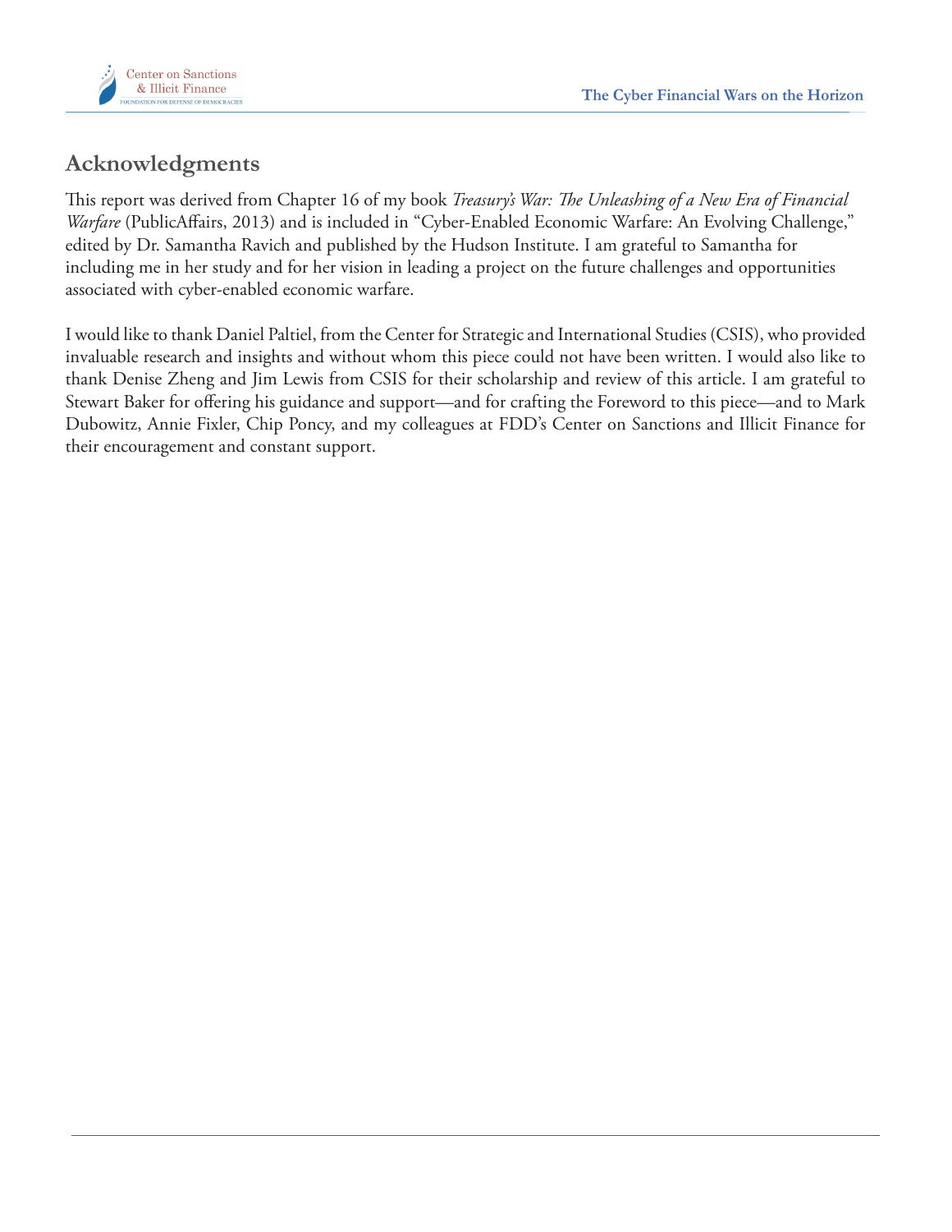## Acknowledgments

This report was derived from Chapter 16 of my book *Treasury's War: The Unleashing of a New Era of Financial Warfare* (PublicAffairs, 2013) and is included in "Cyber-Enabled Economic Warfare: An Evolving Challenge," edited by Dr. Samantha Ravich and published by the Hudson Institute. I am grateful to Samantha for including me in her study and for her vision in leading a project on the future challenges and opportunities associated with cyber-enabled economic warfare.

I would like to thank Daniel Paltiel, from the Center for Strategic and International Studies (CSIS), who provided invaluable research and insights and without whom this piece could not have been written. I would also like to thank Denise Zheng and Jim Lewis from CSIS for their scholarship and review of this article. I am grateful to Stewart Baker for offering his guidance and support—and for crafting the Foreword to this piece—and to Mark Dubowitz, Annie Fixler, Chip Poncy, and my colleagues at FDD's Center on Sanctions and Illicit Finance for their encouragement and constant support.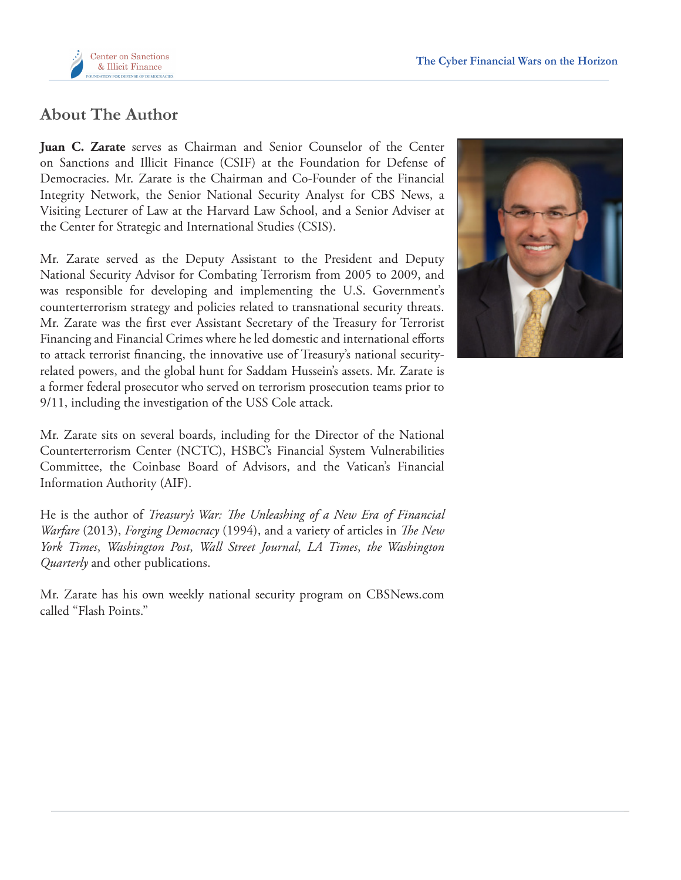## About The Author

**Juan C. Zarate** serves as Chairman and Senior Counselor of the Center on Sanctions and Illicit Finance (CSIF) at the Foundation for Defense of Democracies. Mr. Zarate is the Chairman and Co-Founder of the Financial Integrity Network, the Senior National Security Analyst for CBS News, a Visiting Lecturer of Law at the Harvard Law School, and a Senior Adviser at the Center for Strategic and International Studies (CSIS).

Mr. Zarate served as the Deputy Assistant to the President and Deputy National Security Advisor for Combating Terrorism from 2005 to 2009, and was responsible for developing and implementing the U.S. Government's counterterrorism strategy and policies related to transnational security threats. Mr. Zarate was the first ever Assistant Secretary of the Treasury for Terrorist Financing and Financial Crimes where he led domestic and international efforts to attack terrorist financing, the innovative use of Treasury's national security-related powers, and the global hunt for Saddam Hussein's assets. Mr. Zarate is a former federal prosecutor who served on terrorism prosecution teams prior to 9/11, including the investigation of the USS Cole attack.

Mr. Zarate sits on several boards, including for the Director of the National Counterterrorism Center (NCTC), HSBC's Financial System Vulnerabilities Committee, the Coinbase Board of Advisors, and the Vatican's Financial Information Authority (AIF).

He is the author of *Treasury's War: The Unleashing of a New Era of Financial Warfare* (2013), *Forging Democracy* (1994), and a variety of articles in *The New York Times*, *Washington Post*, *Wall Street Journal*, *LA Times*, *the Washington Quarterly* and other publications.

Mr. Zarate has his own weekly national security program on CBSNews.com called "Flash Points."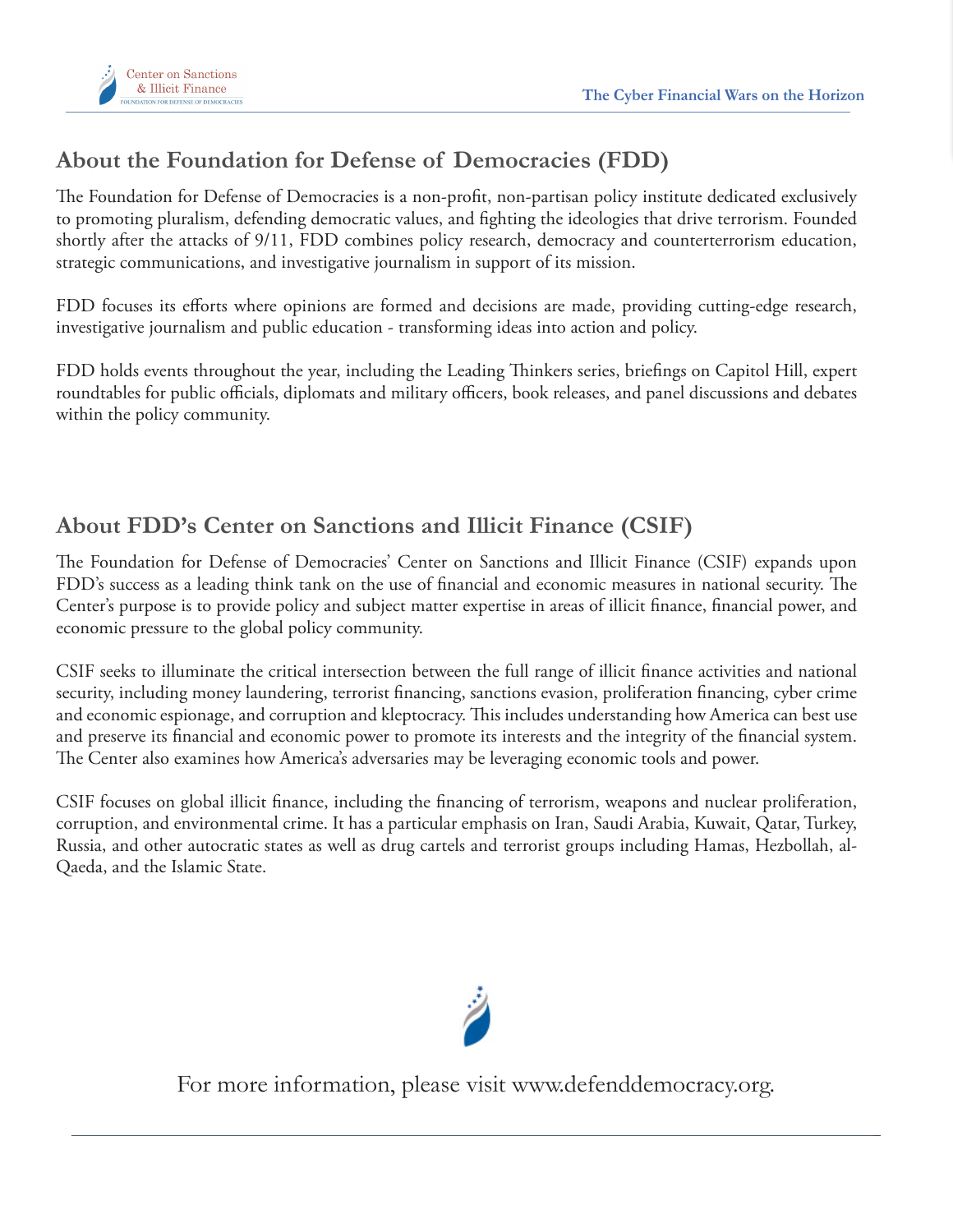## About the Foundation for Defense of Democracies (FDD)

The Foundation for Defense of Democracies is a non-profit, non-partisan policy institute dedicated exclusively to promoting pluralism, defending democratic values, and fighting the ideologies that drive terrorism. Founded shortly after the attacks of 9/11, FDD combines policy research, democracy and counterterrorism education, strategic communications, and investigative journalism in support of its mission.

FDD focuses its efforts where opinions are formed and decisions are made, providing cutting-edge research, investigative journalism and public education - transforming ideas into action and policy.

FDD holds events throughout the year, including the Leading Thinkers series, briefings on Capitol Hill, expert roundtables for public officials, diplomats and military officers, book releases, and panel discussions and debates within the policy community.

## About FDD's Center on Sanctions and Illicit Finance (CSIF)

The Foundation for Defense of Democracies' Center on Sanctions and Illicit Finance (CSIF) expands upon FDD's success as a leading think tank on the use of financial and economic measures in national security. The Center's purpose is to provide policy and subject matter expertise in areas of illicit finance, financial power, and economic pressure to the global policy community.

CSIF seeks to illuminate the critical intersection between the full range of illicit finance activities and national security, including money laundering, terrorist financing, sanctions evasion, proliferation financing, cyber crime and economic espionage, and corruption and kleptocracy. This includes understanding how America can best use and preserve its financial and economic power to promote its interests and the integrity of the financial system. The Center also examines how America's adversaries may be leveraging economic tools and power.

CSIF focuses on global illicit finance, including the financing of terrorism, weapons and nuclear proliferation, corruption, and environmental crime. It has a particular emphasis on Iran, Saudi Arabia, Kuwait, Qatar, Turkey, Russia, and other autocratic states as well as drug cartels and terrorist groups including Hamas, Hezbollah, al-Qaeda, and the Islamic State.

For more information, please visit www.defenddemocracy.org.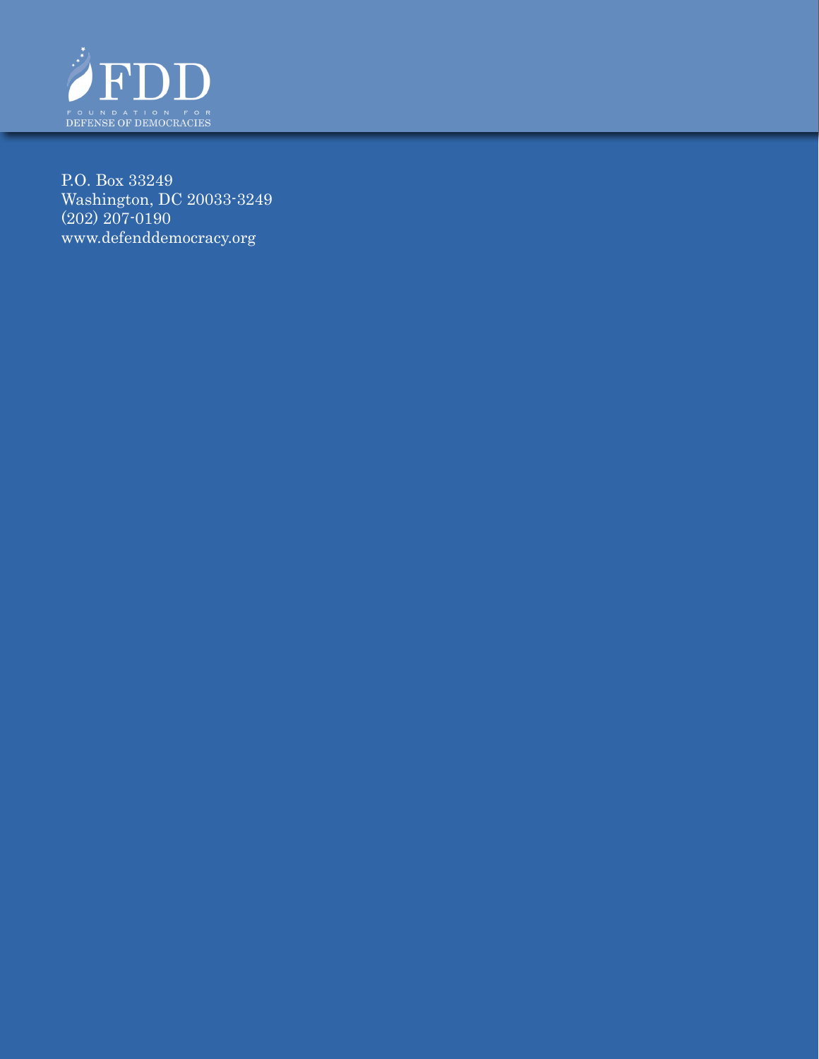FDD

FOUNDATION FOR DEFENSE OF DEMOCRACIES

P.O. Box 33249
Washington, DC 20033-3249
(202) 207-0190
www.defenddemocracy.org